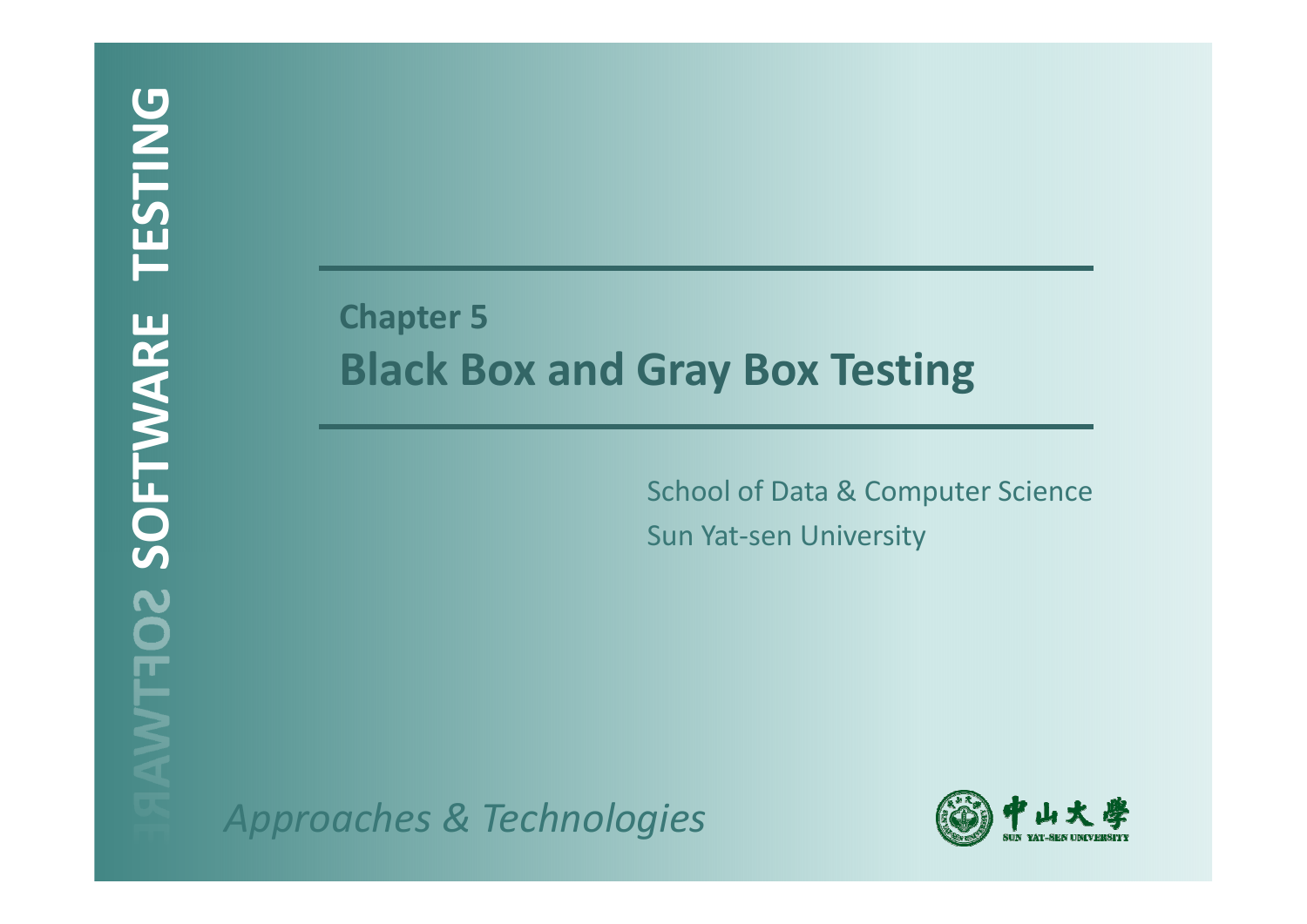SOFTWARE TESTING

## Chapter 5

# Black Box and Gray Box Testing

School of Data & Computer Science

Sun Yat-sen University

*Approaches & Technologies*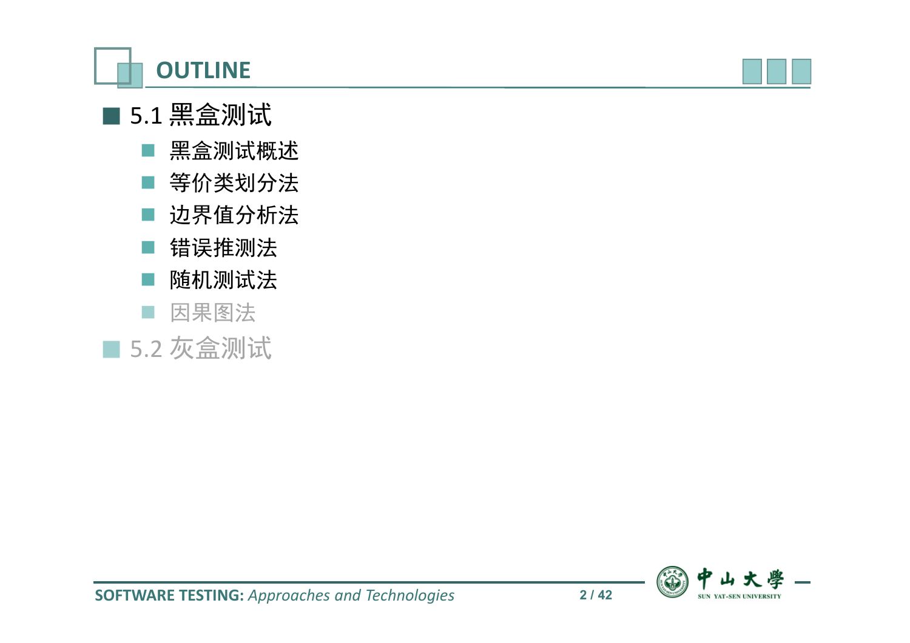# OUTLINE

- 5.1 黑盒测试
  - 黑盒测试概述
  - 等价类划分法
  - 边界值分析法
  - 错误推测法
  - 随机测试法
  - 因果图法
- 5.2 灰盒测试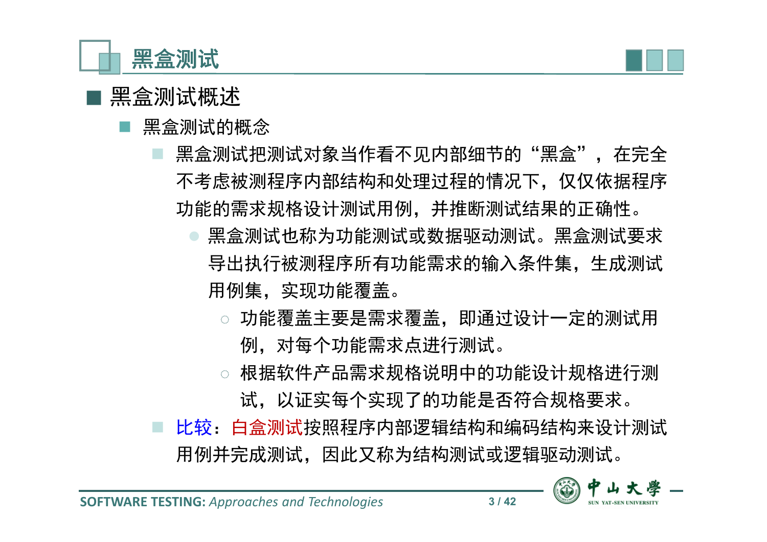# 黑盒测试

## 黑盒测试概述

- 黑盒测试的概念
  - 黑盒测试把测试对象当作看不见内部细节的“黑盒”，在完全不考虑被测程序内部结构和处理过程的情况下，仅仅依据程序功能的需求规格设计测试用例，并推断测试结果的正确性。
    - 黑盒测试也称为功能测试或数据驱动测试。黑盒测试要求导出执行被测程序所有功能需求的输入条件集，生成测试用例集，实现功能覆盖。
      - 功能覆盖主要是需求覆盖，即通过设计一定的测试用例，对每个功能需求点进行测试。
      - 根据软件产品需求规格说明中的功能设计规格进行测试，以证实每个实现了的功能是否符合规格要求。
  - 比较：白盒测试按照程序内部逻辑结构和编码结构来设计测试用例并完成测试，因此又称为结构测试或逻辑驱动测试。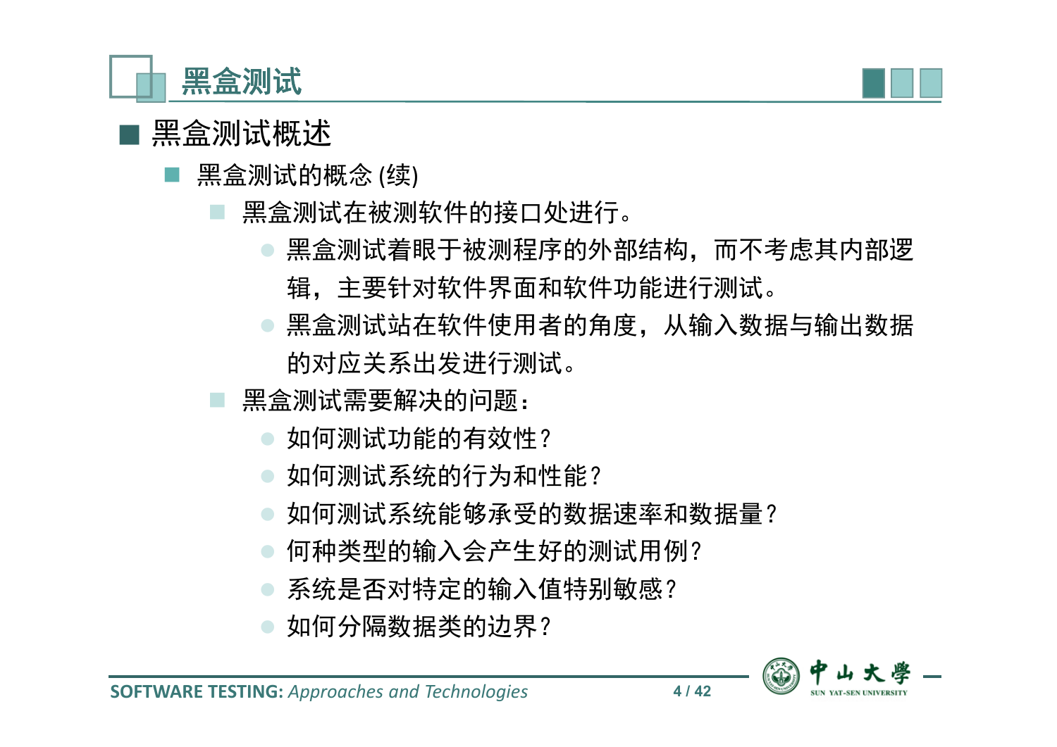# 黑盒测试

## 黑盒测试概述

- 黑盒测试的概念 (续)
  - 黑盒测试在被测软件的接口处进行。
    - 黑盒测试着眼于被测程序的外部结构，而不考虑其内部逻辑，主要针对软件界面和软件功能进行测试。
    - 黑盒测试站在软件使用者的角度，从输入数据与输出数据的对应关系出发进行测试。
  - 黑盒测试需要解决的问题：
    - 如何测试功能的有效性？
    - 如何测试系统的行为和性能？
    - 如何测试系统能够承受的数据速率和数据量？
    - 何种类型的输入会产生好的测试用例？
    - 系统是否对特定的输入值特别敏感？
    - 如何分隔数据类的边界？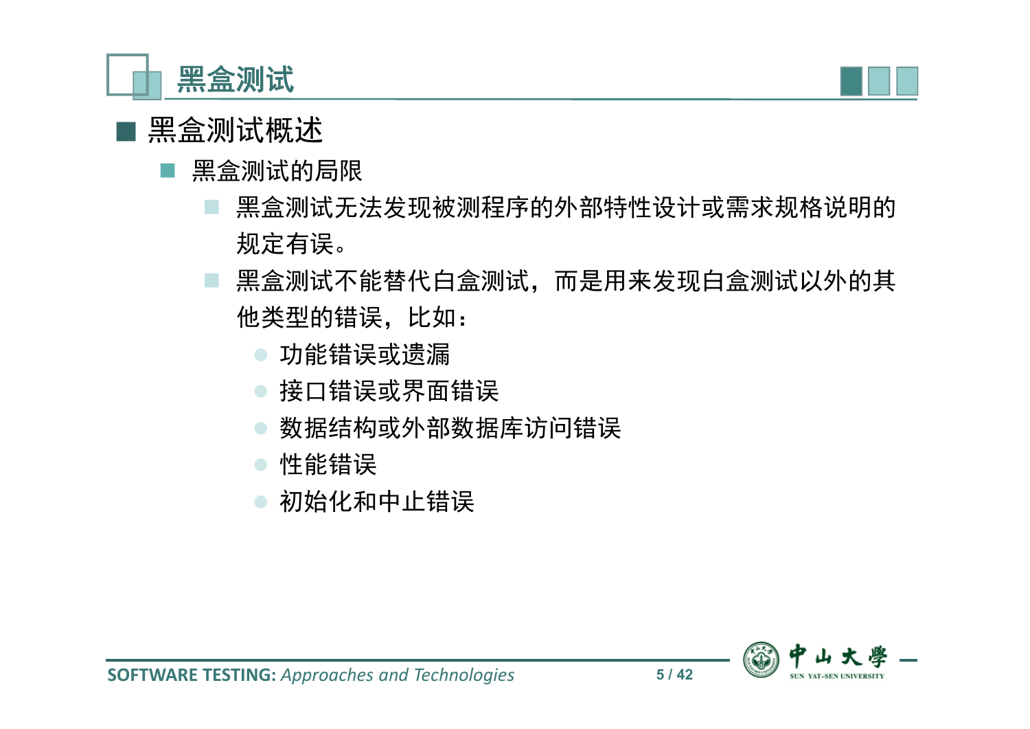# 黑盒测试

## 黑盒测试概述

- 黑盒测试的局限
  - 黑盒测试无法发现被测程序的外部特性设计或需求规格说明的规定有误。
  - 黑盒测试不能替代白盒测试，而是用来发现白盒测试以外的其他类型的错误，比如：
    - 功能错误或遗漏
    - 接口错误或界面错误
    - 数据结构或外部数据库访问错误
    - 性能错误
    - 初始化和中止错误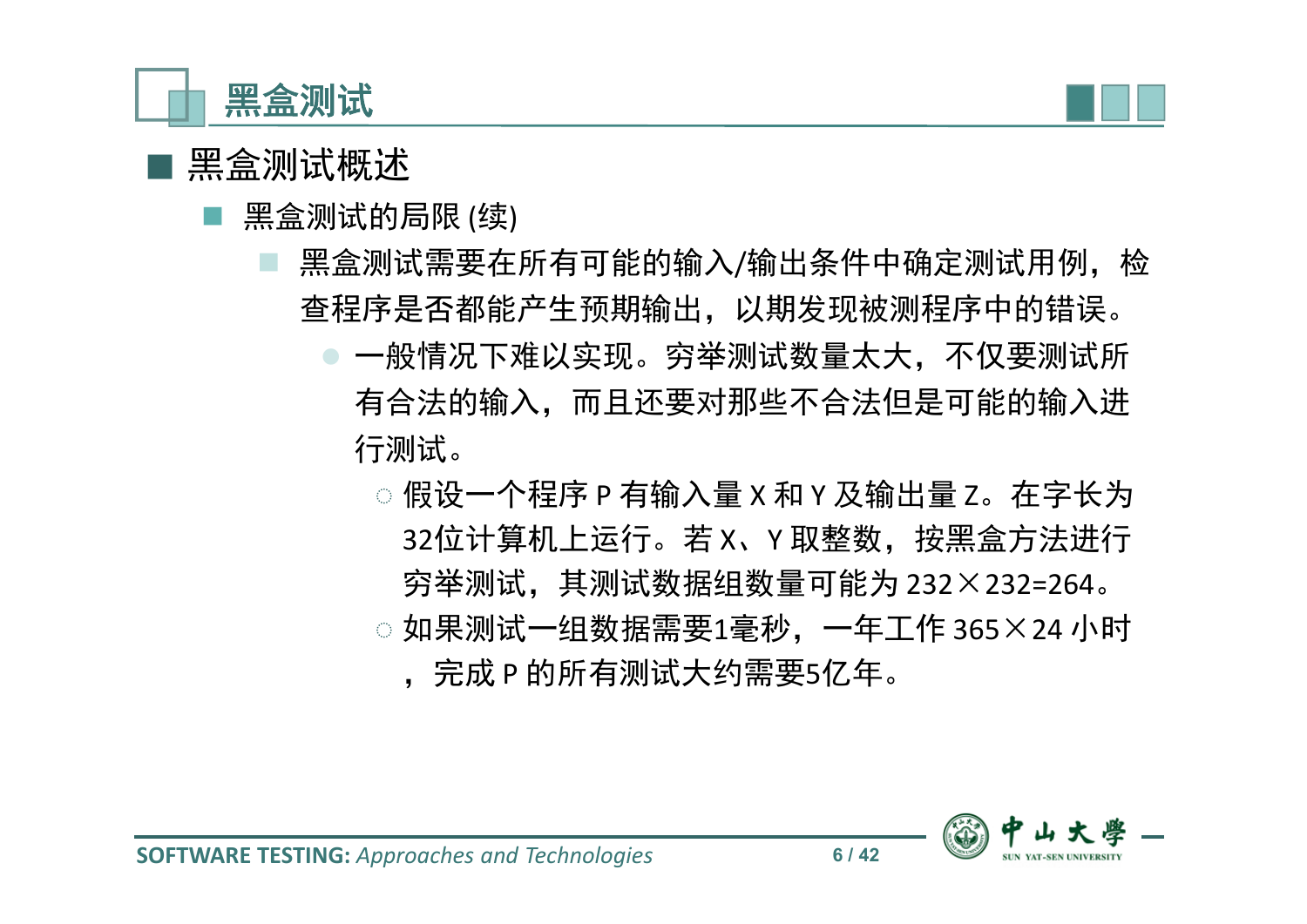# 黑盒测试

## 黑盒测试概述

- 黑盒测试的局限 (续)
  - 黑盒测试需要在所有可能的输入/输出条件中确定测试用例，检查程序是否都能产生预期输出，以期发现被测程序中的错误。
    - 一般情况下难以实现。穷举测试数量太大，不仅要测试所有合法的输入，而且还要对那些不合法但是可能的输入进行测试。
      - 假设一个程序 P 有输入量 X 和 Y 及输出量 Z。在字长为32位计算机上运行。若 X、Y 取整数，按黑盒方法进行穷举测试，其测试数据组数量可能为 $2^{32} \times 2^{32} = 2^{64}$。
      - 如果测试一组数据需要1毫秒，一年工作 365×24 小时，完成 P 的所有测试大约需要5亿年。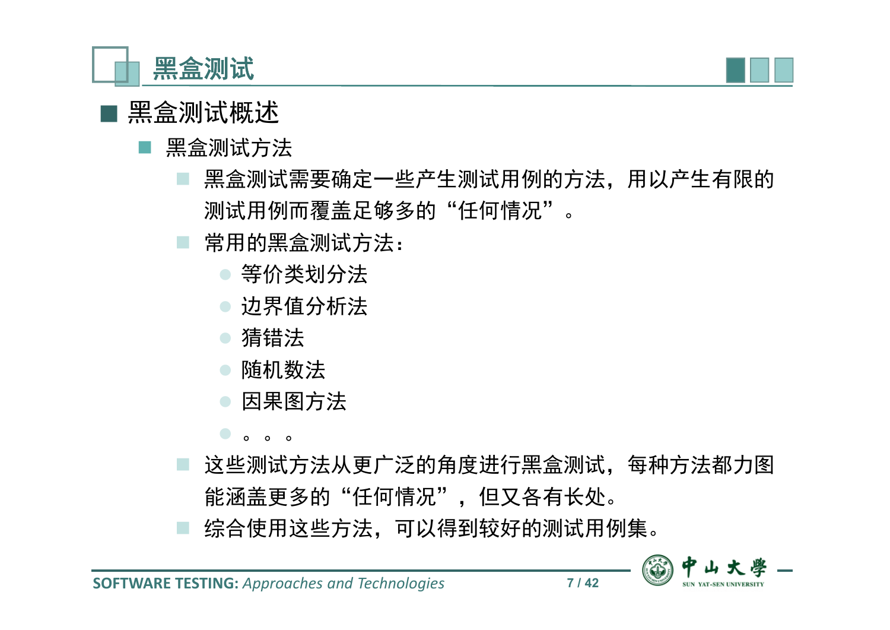# 黑盒测试

## 黑盒测试概述

### 黑盒测试方法

- 黑盒测试需要确定一些产生测试用例的方法，用以产生有限的测试用例而覆盖足够多的“任何情况”。
- 常用的黑盒测试方法：
  - 等价类划分法
  - 边界值分析法
  - 猜错法
  - 随机数法
  - 因果图方法
  - 。。。
- 这些测试方法从更广泛的角度进行黑盒测试，每种方法都力图能涵盖更多的“任何情况”，但又各有长处。
- 综合使用这些方法，可以得到较好的测试用例集。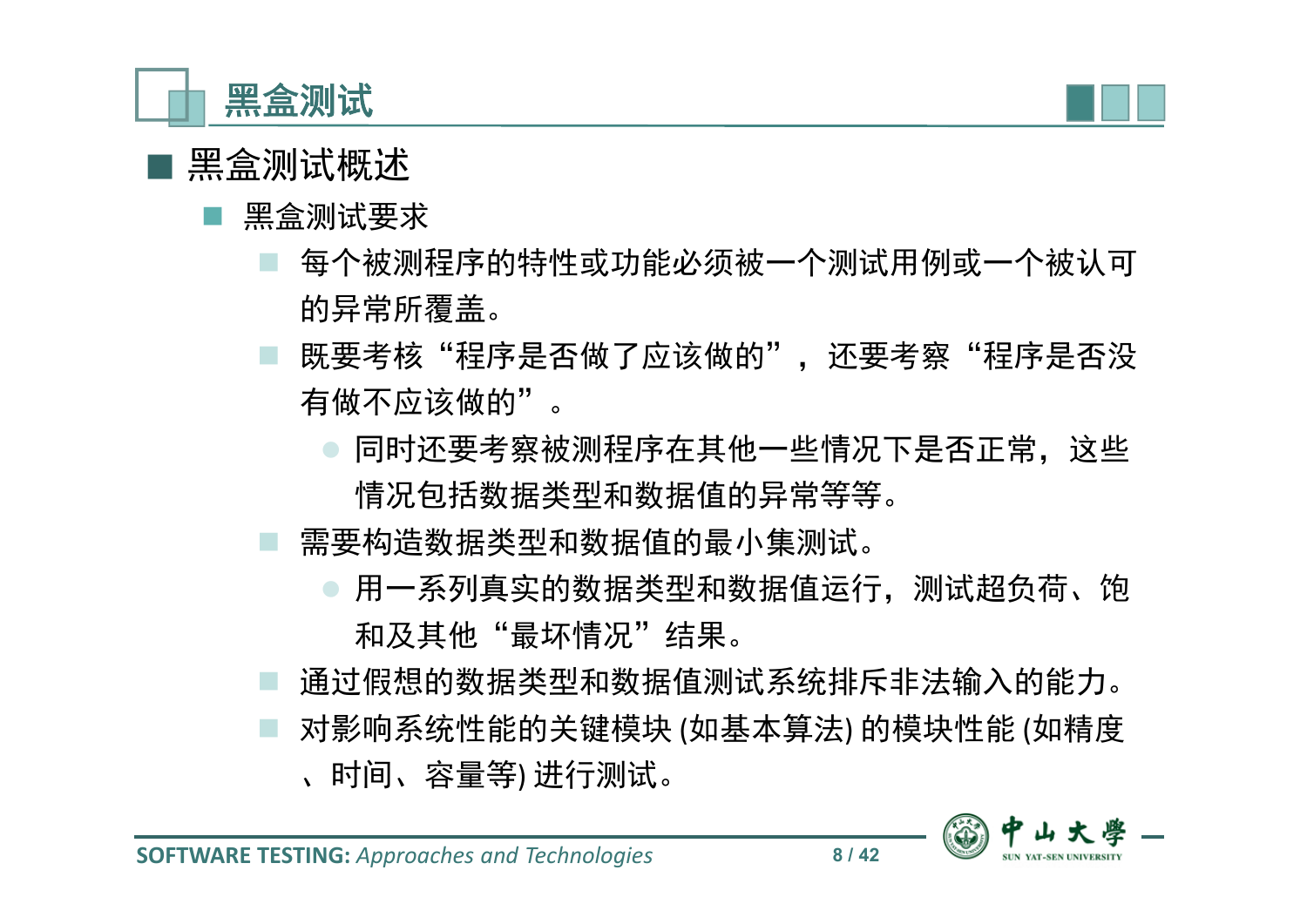# 黑盒测试

## 黑盒测试概述

- 黑盒测试要求
  - 每个被测程序的特性或功能必须被一个测试用例或一个被认可的异常所覆盖。
  - 既要考核“程序是否做了应该做的”，还要考察“程序是否没有做不应该做的”。
    - 同时还要考察被测程序在其他一些情况下是否正常，这些情况包括数据类型和数据值的异常等等。
  - 需要构造数据类型和数据值的最小集测试。
    - 用一系列真实的数据类型和数据值运行，测试超负荷、饱和及其他“最坏情况”结果。
  - 通过假想的数据类型和数据值测试系统排斥非法输入的能力。
  - 对影响系统性能的关键模块 (如基本算法) 的模块性能 (如精度、时间、容量等) 进行测试。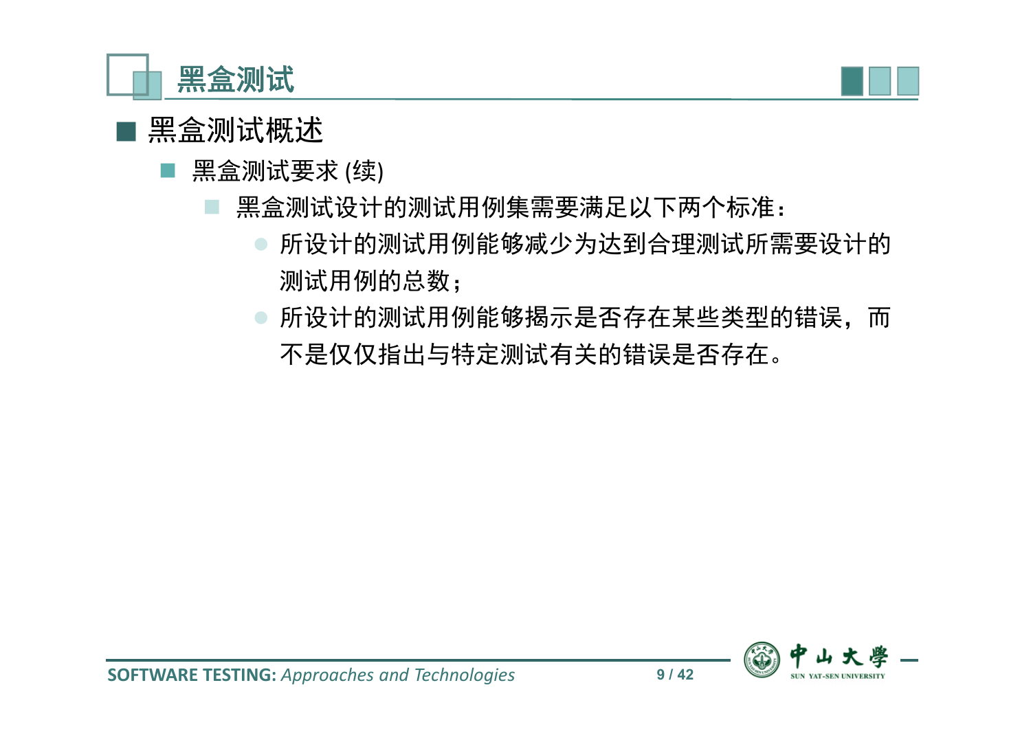# 黑盒测试

## 黑盒测试概述

- 黑盒测试要求 (续)
  - 黑盒测试设计的测试用例集需要满足以下两个标准：
    - 所设计的测试用例能够减少为达到合理测试所需要设计的测试用例的总数；
    - 所设计的测试用例能够揭示是否存在某些类型的错误，而不是仅仅指出与特定测试有关的错误是否存在。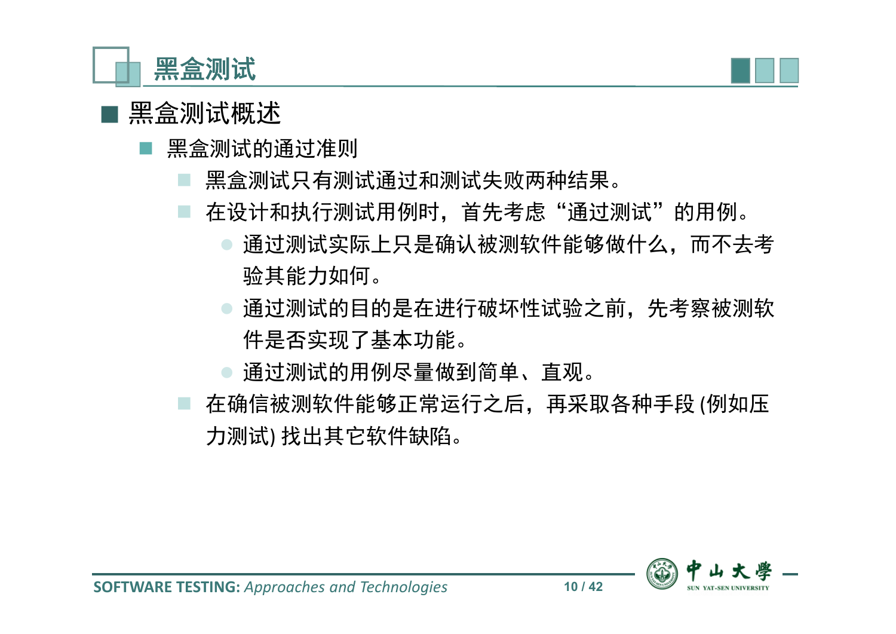# 黑盒测试

## 黑盒测试概述

- 黑盒测试的通过准则
  - 黑盒测试只有测试通过和测试失败两种结果。
  - 在设计和执行测试用例时，首先考虑"通过测试"的用例。
    - 通过测试实际上只是确认被测软件能够做什么，而不去考验其能力如何。
    - 通过测试的目的是在进行破坏性试验之前，先考察被测软件是否实现了基本功能。
    - 通过测试的用例尽量做到简单、直观。
  - 在确信被测软件能够正常运行之后，再采取各种手段 (例如压力测试) 找出其它软件缺陷。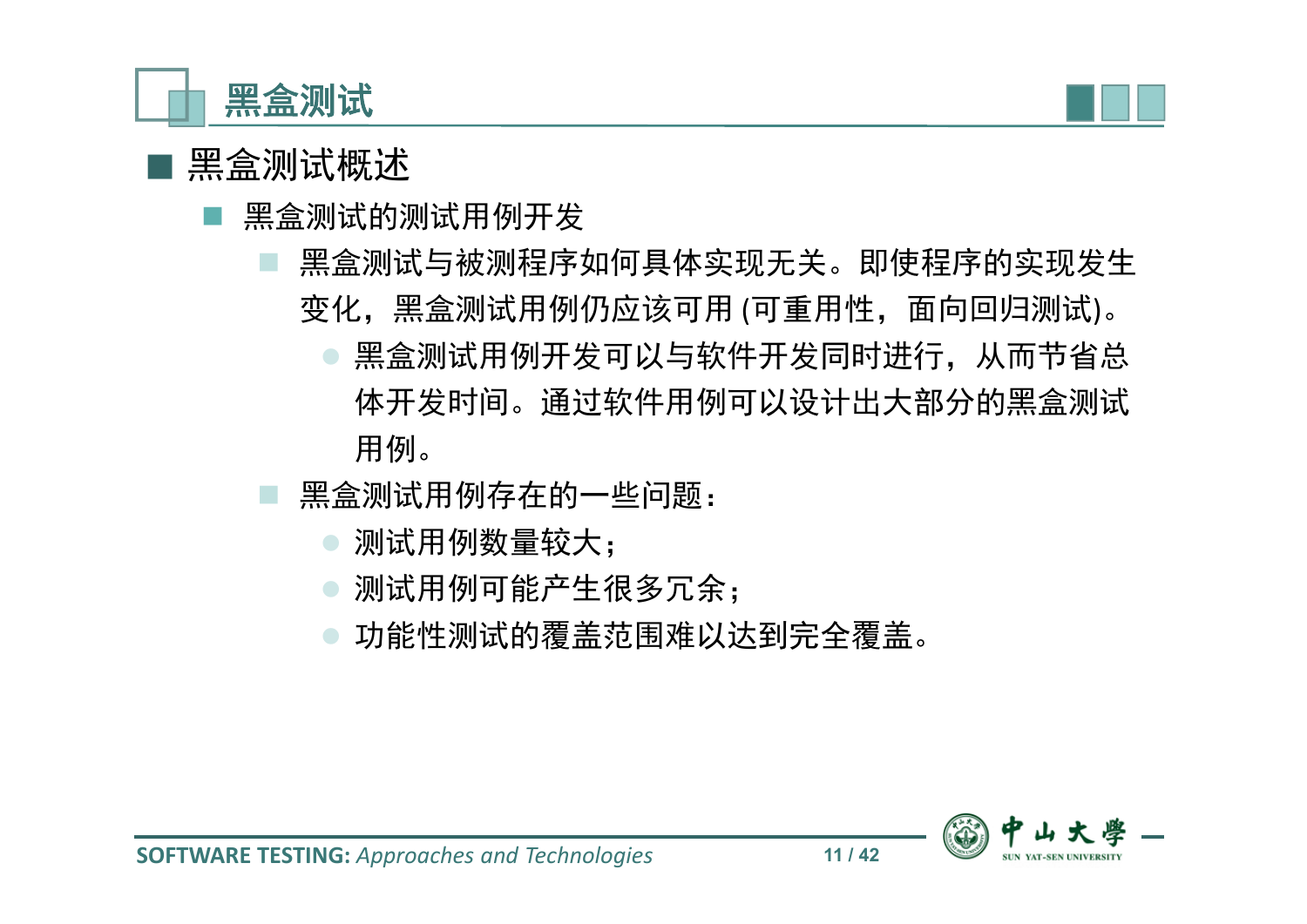# 黑盒测试

## 黑盒测试概述

- 黑盒测试的测试用例开发
  - 黑盒测试与被测程序如何具体实现无关。即使程序的实现发生变化，黑盒测试用例仍应该可用 (可重用性，面向回归测试)。
    - 黑盒测试用例开发可以与软件开发同时进行，从而节省总体开发时间。通过软件用例可以设计出大部分的黑盒测试用例。
  - 黑盒测试用例存在的一些问题：
    - 测试用例数量较大；
    - 测试用例可能产生很多冗余；
    - 功能性测试的覆盖范围难以达到完全覆盖。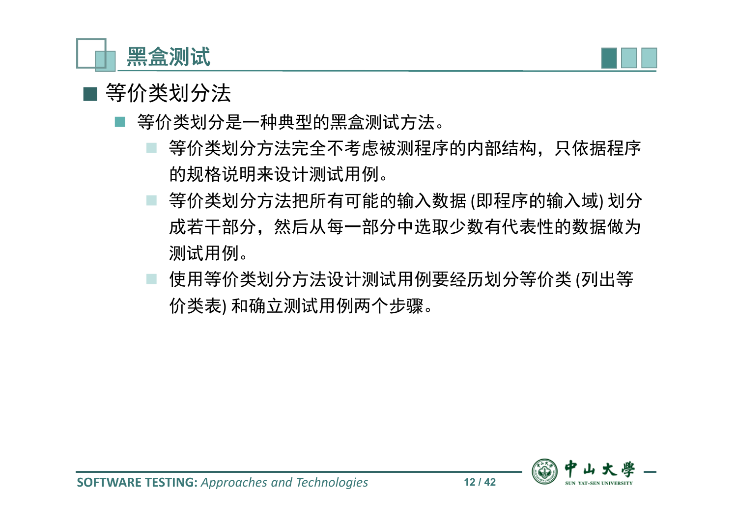# 黑盒测试

- 等价类划分法
  - 等价类划分是一种典型的黑盒测试方法。
    - 等价类划分方法完全不考虑被测程序的内部结构，只依据程序的规格说明来设计测试用例。
    - 等价类划分方法把所有可能的输入数据 (即程序的输入域) 划分成若干部分，然后从每一部分中选取少数有代表性的数据做为测试用例。
    - 使用等价类划分方法设计测试用例要经历划分等价类 (列出等价类表) 和确立测试用例两个步骤。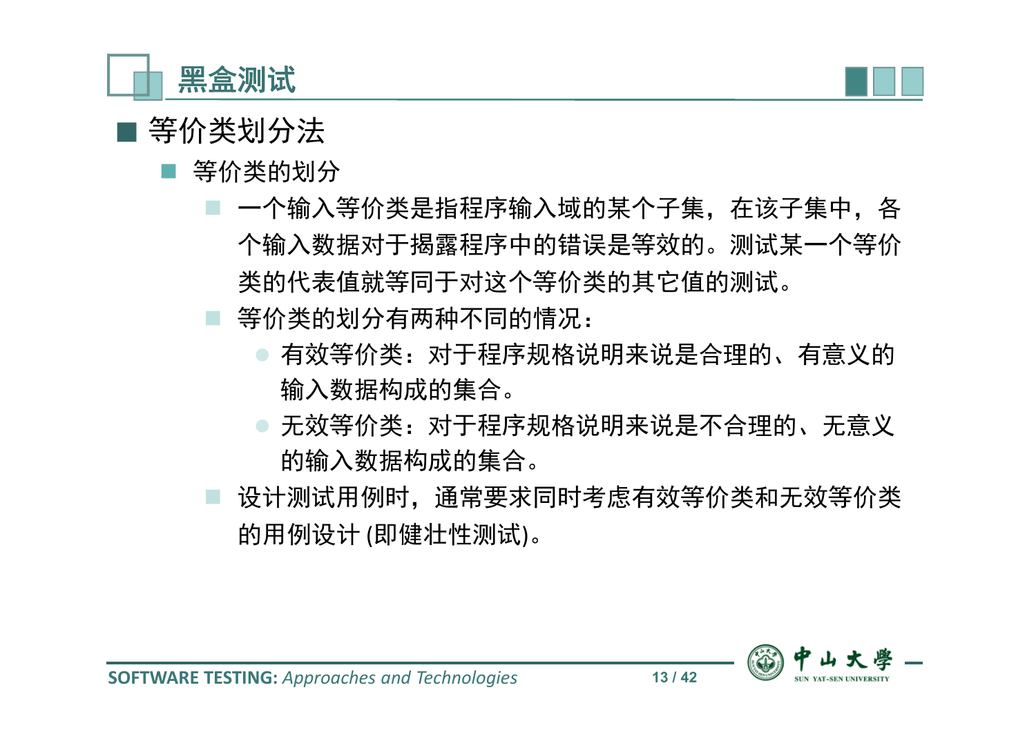# 黑盒测试

## 等价类划分法

### 等价类的划分

- 一个输入等价类是指程序输入域的某个子集，在该子集中，各个输入数据对于揭露程序中的错误是等效的。测试某一个等价类的代表值就等同于对这个等价类的其它值的测试。
- 等价类的划分有两种不同的情况：
  - 有效等价类：对于程序规格说明来说是合理的、有意义的输入数据构成的集合。
  - 无效等价类：对于程序规格说明来说是不合理的、无意义的输入数据构成的集合。
- 设计测试用例时，通常要求同时考虑有效等价类和无效等价类的用例设计 (即健壮性测试)。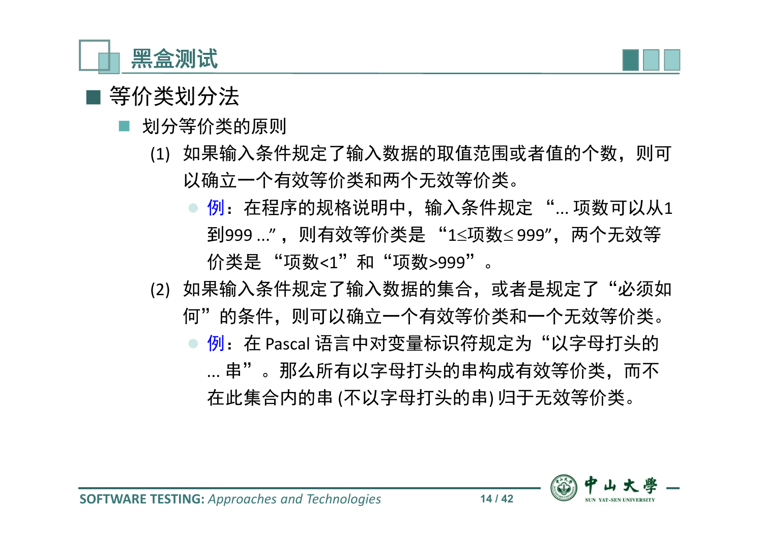# 黑盒测试

## 等价类划分法

### 划分等价类的原则

(1) 如果输入条件规定了输入数据的取值范围或者值的个数，则可以确立一个有效等价类和两个无效等价类。

- 例：在程序的规格说明中，输入条件规定 “... 项数可以从1到999 ...”，则有效等价类是 “1≤项数≤ 999”，两个无效等价类是 “项数<1”和“项数>999”。

(2) 如果输入条件规定了输入数据的集合，或者是规定了“必须如何”的条件，则可以确立一个有效等价类和一个无效等价类。

- 例：在 Pascal 语言中对变量标识符规定为“以字母打头的 ... 串”。那么所有以字母打头的串构成有效等价类，而不在此集合内的串 (不以字母打头的串) 归于无效等价类。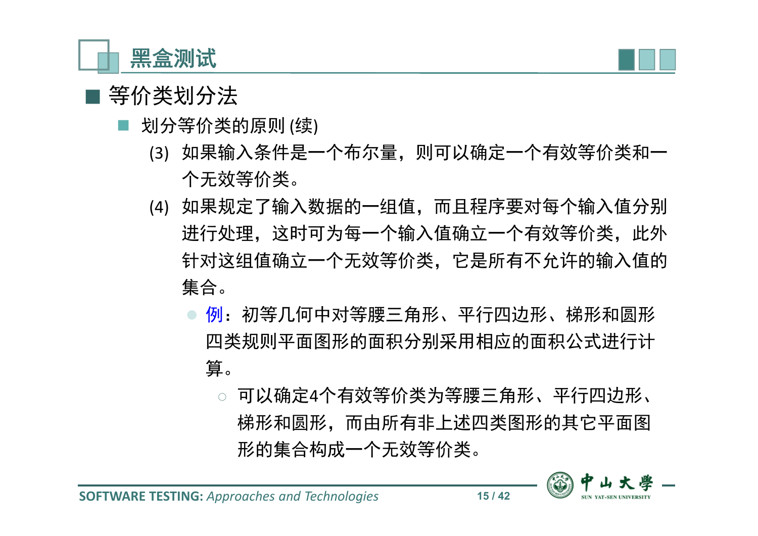## 黑盒测试

- 等价类划分法
  - 划分等价类的原则 (续)
    - (3) 如果输入条件是一个布尔量，则可以确定一个有效等价类和一个无效等价类。
    - (4) 如果规定了输入数据的一组值，而且程序要对每个输入值分别进行处理，这时可为每一个输入值确立一个有效等价类，此外针对这组值确立一个无效等价类，它是所有不允许的输入值的集合。
      - 例：初等几何中对等腰三角形、平行四边形、梯形和圆形四类规则平面图形的面积分别采用相应的面积公式进行计算。
        - 可以确定4个有效等价类为等腰三角形、平行四边形、梯形和圆形，而由所有非上述四类图形的其它平面图形的集合构成一个无效等价类。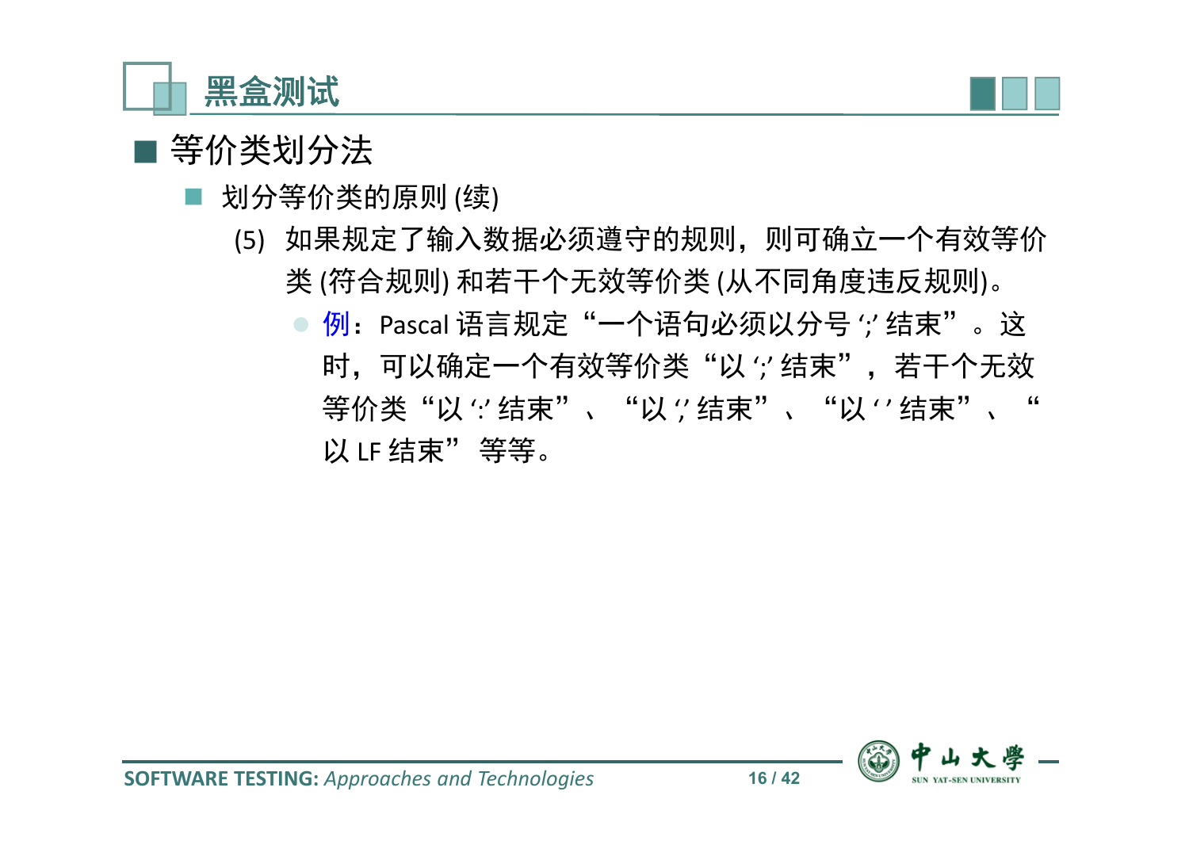# 黑盒测试

## 等价类划分法

### 划分等价类的原则 (续)

(5) 如果规定了输入数据必须遵守的规则，则可确立一个有效等价类 (符合规则) 和若干个无效等价类 (从不同角度违反规则)。

- 例：Pascal 语言规定“一个语句必须以分号 ‘;’ 结束”。这时，可以确定一个有效等价类“以 ‘;’ 结束”，若干个无效等价类“以 ‘:’ 结束”、“以 ‘,’ 结束”、“以 ‘ ’ 结束”、“以 LF 结束” 等等。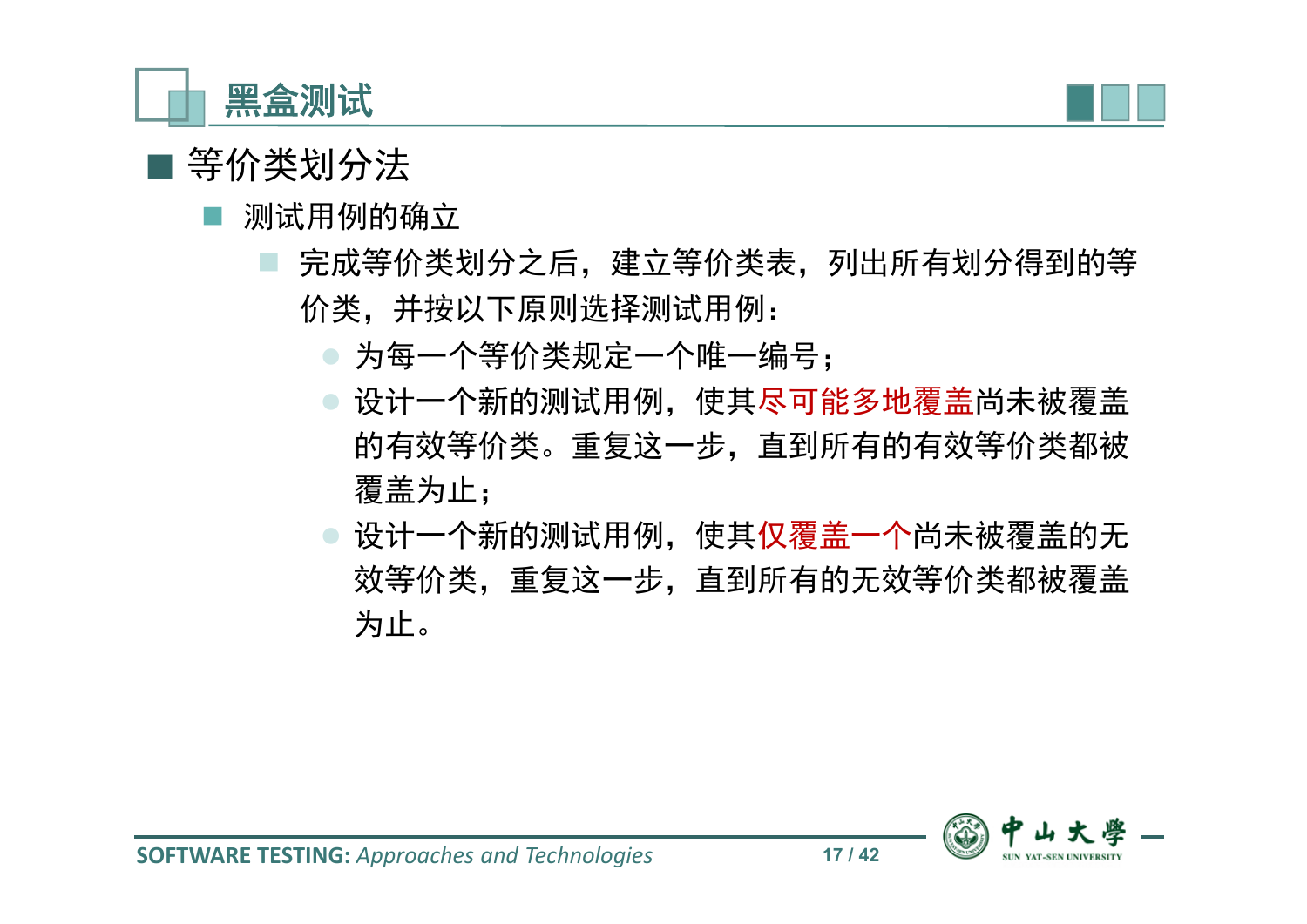# 黑盒测试

- 等价类划分法
  - 测试用例的确立
    - 完成等价类划分之后，建立等价类表，列出所有划分得到的等价类，并按以下原则选择测试用例：
      - 为每一个等价类规定一个唯一编号；
      - 设计一个新的测试用例，使其尽可能多地覆盖尚未被覆盖的有效等价类。重复这一步，直到所有的有效等价类都被覆盖为止；
      - 设计一个新的测试用例，使其仅覆盖一个尚未被覆盖的无效等价类，重复这一步，直到所有的无效等价类都被覆盖为止。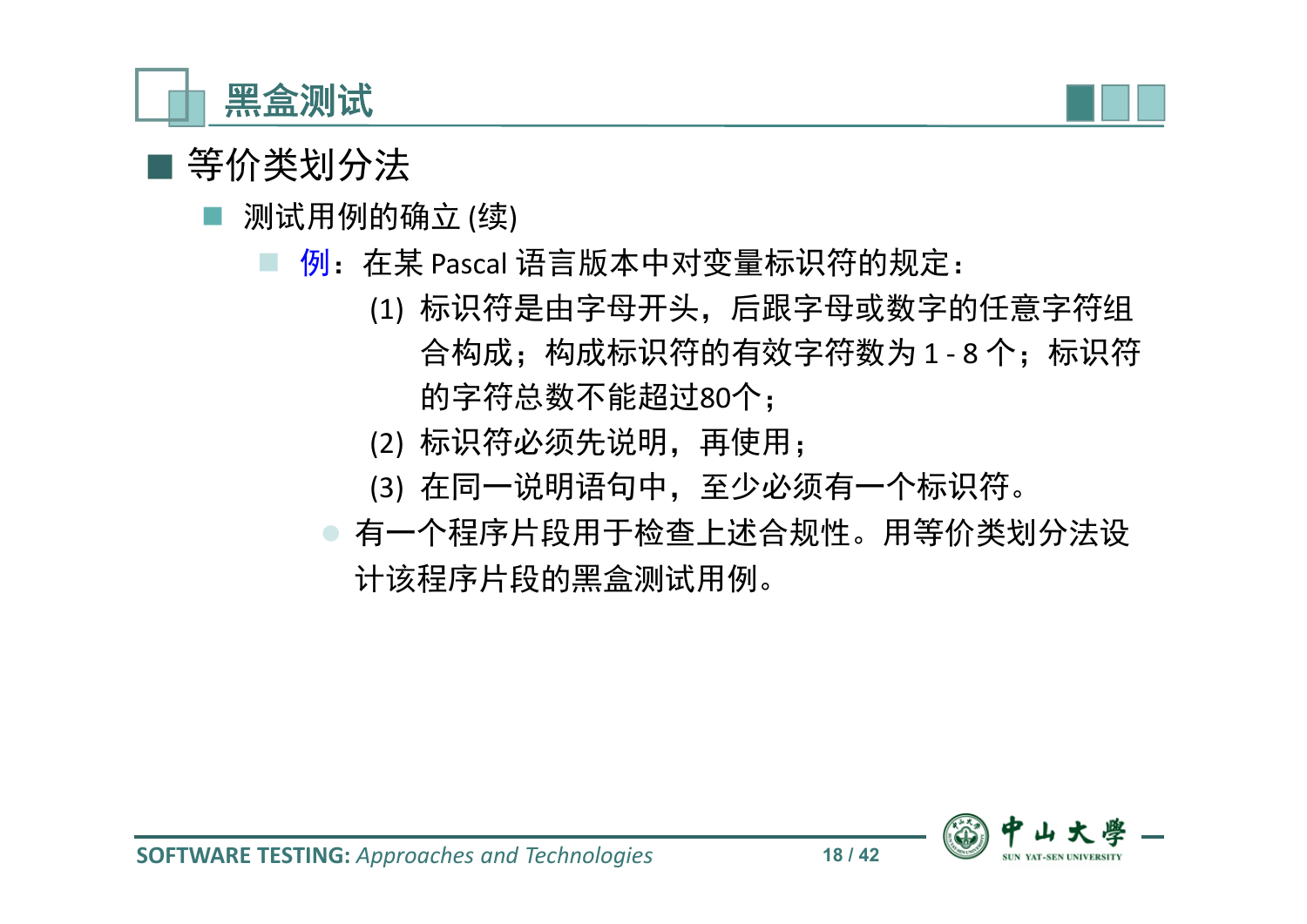# 黑盒测试

- 等价类划分法
  - 测试用例的确立 (续)
    - 例：在某 Pascal 语言版本中对变量标识符的规定：

      (1) 标识符是由字母开头，后跟字母或数字的任意字符组合构成；构成标识符的有效字符数为 1 - 8 个；标识符的字符总数不能超过80个；

      (2) 标识符必须先说明，再使用；

      (3) 在同一说明语句中，至少必须有一个标识符。

    - 有一个程序片段用于检查上述合规性。用等价类划分法设计该程序片段的黑盒测试用例。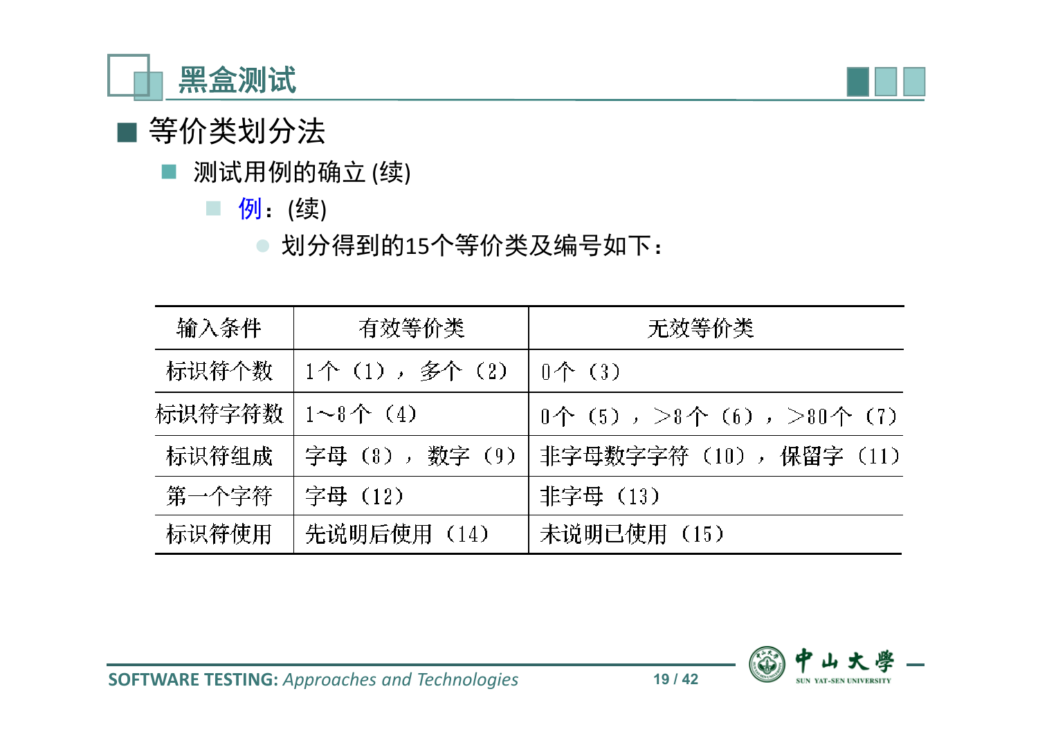# 黑盒测试

## 等价类划分法

### 测试用例的确立 (续)

- 例：(续)
  - 划分得到的15个等价类及编号如下：

| 输入条件 | 有效等价类 | 无效等价类 |
| --- | --- | --- |
| 标识符个数 | 1个（1），多个（2） | 0个（3） |
| 标识符字符数 | 1~8个（4） | 0个（5），>8个（6），>80个（7） |
| 标识符组成 | 字母（8），数字（9） | 非字母数字字符（10），保留字（11） |
| 第一个字符 | 字母（12） | 非字母（13） |
| 标识符使用 | 先说明后使用（14） | 未说明已使用（15） |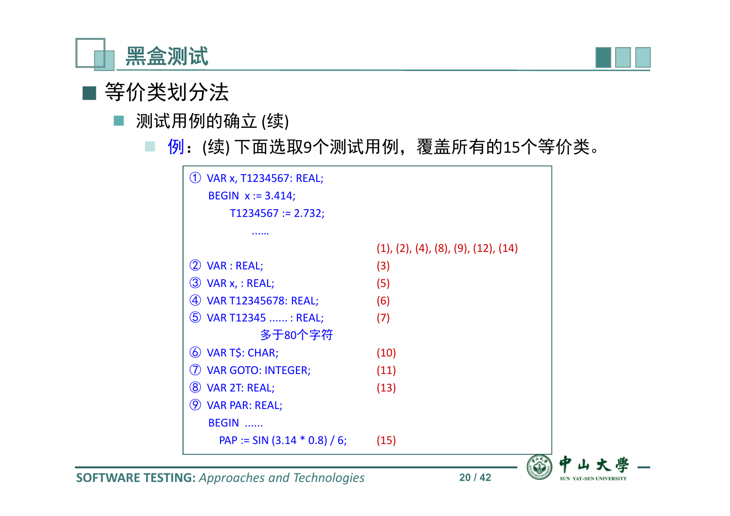# 黑盒测试

## 等价类划分法

### 测试用例的确立 (续)

- 例：(续) 下面选取9个测试用例，覆盖所有的15个等价类。

| 测试用例 | 覆盖等价类 |
| --- | --- |
| ① VAR x, T1234567: REAL;<br>BEGIN x := 3.414;<br>T1234567 := 2.732;<br>...... | (1), (2), (4), (8), (9), (12), (14) |
| ② VAR : REAL; | (3) |
| ③ VAR x, : REAL; | (5) |
| ④ VAR T12345678: REAL; | (6) |
| ⑤ VAR T12345 ...... : REAL;<br>多于80个字符 | (7) |
| ⑥ VAR T$: CHAR; | (10) |
| ⑦ VAR GOTO: INTEGER; | (11) |
| ⑧ VAR 2T: REAL; | (13) |
| ⑨ VAR PAR: REAL;<br>BEGIN ......<br>PAP := SIN (3.14 * 0.8) / 6; | (15) |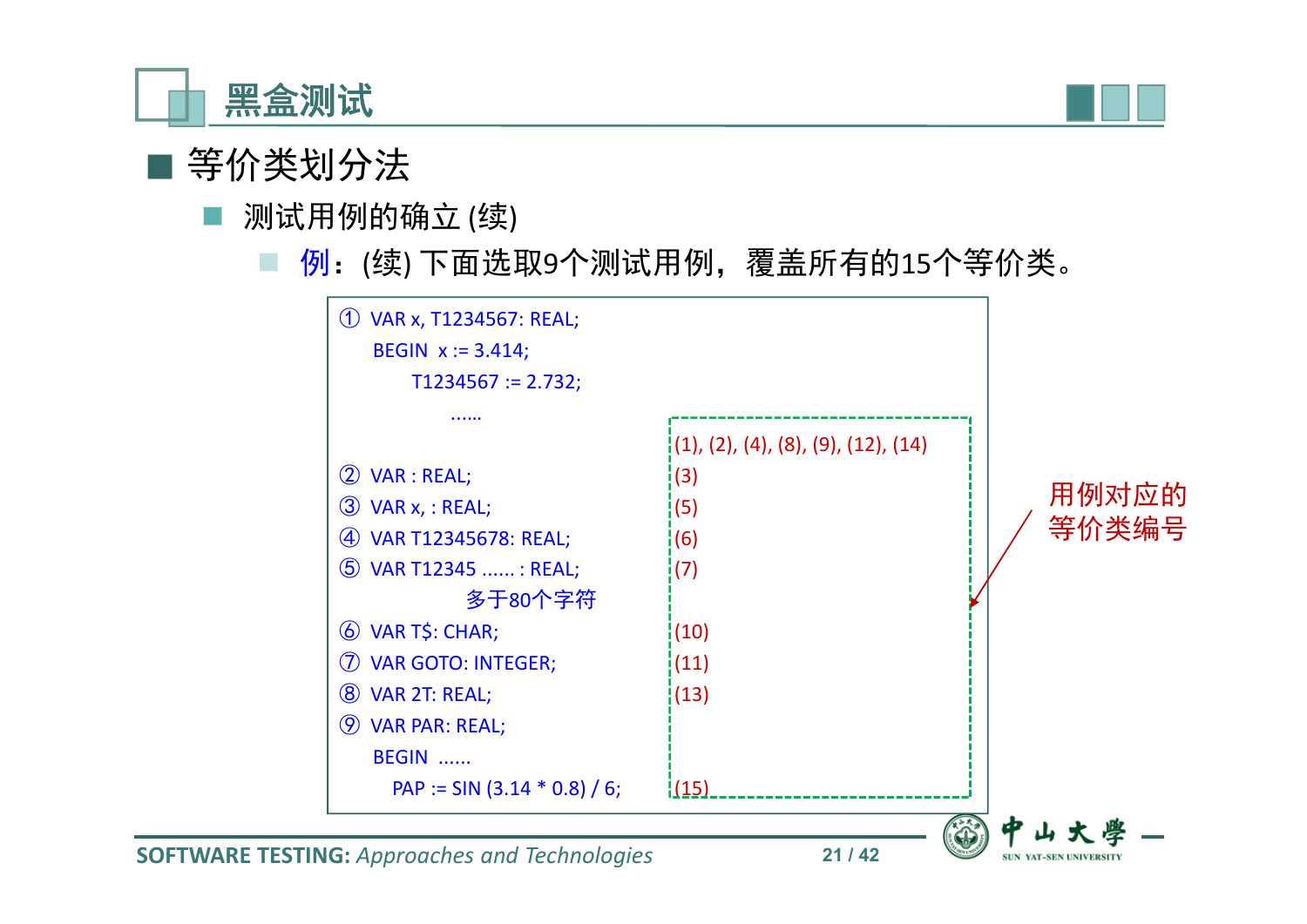# 黑盒测试

## 等价类划分法

### 测试用例的确立 (续)

- **例**：(续) 下面选取9个测试用例，覆盖所有的15个等价类。

| 测试用例 | 用例对应的等价类编号 |
|---|---|
| ① VAR x, T1234567: REAL;<br>BEGIN x := 3.414;<br>T1234567 := 2.732;<br>...... | (1), (2), (4), (8), (9), (12), (14) |
| ② VAR : REAL; | (3) |
| ③ VAR x, : REAL; | (5) |
| ④ VAR T12345678: REAL; | (6) |
| ⑤ VAR T12345 ...... : REAL;<br>多于80个字符 | (7) |
| ⑥ VAR T$: CHAR; | (10) |
| ⑦ VAR GOTO: INTEGER; | (11) |
| ⑧ VAR 2T: REAL; | (13) |
| ⑨ VAR PAR: REAL;<br>BEGIN ......<br>PAP := SIN (3.14 * 0.8) / 6; | (15) |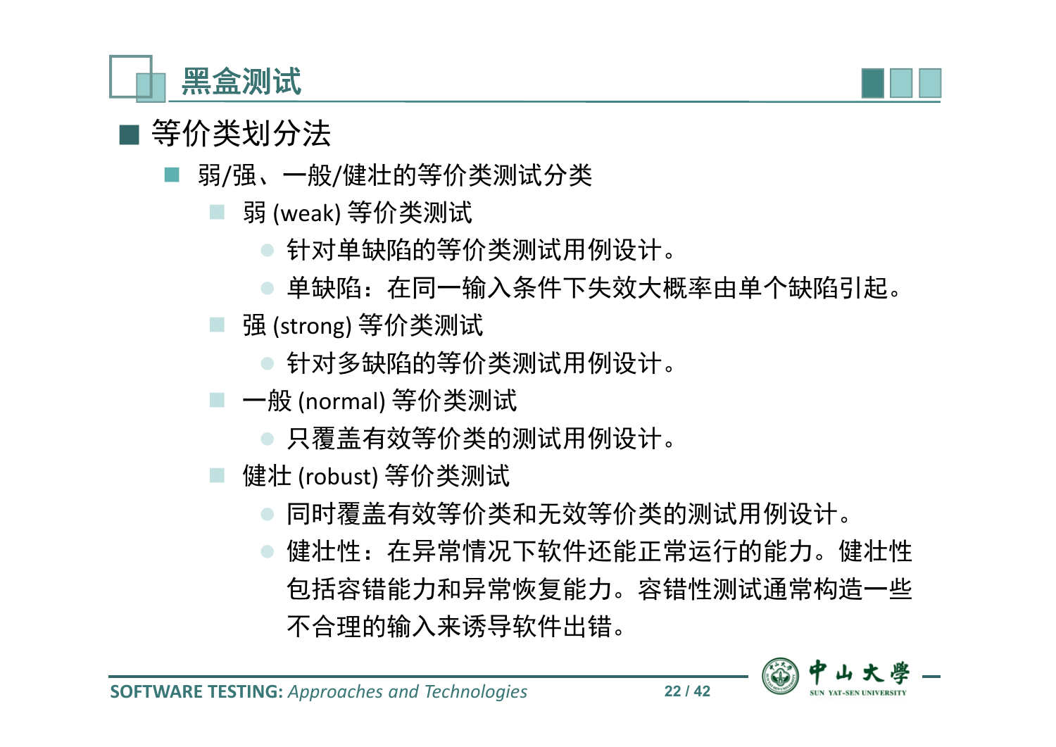# 黑盒测试

- 等价类划分法
  - 弱/强、一般/健壮的等价类测试分类
    - 弱 (weak) 等价类测试
      - 针对单缺陷的等价类测试用例设计。
      - 单缺陷：在同一输入条件下失效大概率由单个缺陷引起。
    - 强 (strong) 等价类测试
      - 针对多缺陷的等价类测试用例设计。
    - 一般 (normal) 等价类测试
      - 只覆盖有效等价类的测试用例设计。
    - 健壮 (robust) 等价类测试
      - 同时覆盖有效等价类和无效等价类的测试用例设计。
      - 健壮性：在异常情况下软件还能正常运行的能力。健壮性包括容错能力和异常恢复能力。容错性测试通常构造一些不合理的输入来诱导软件出错。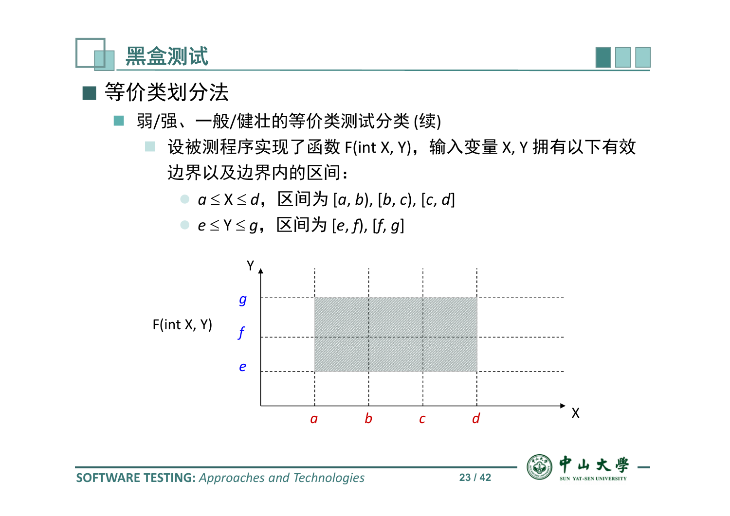# 黑盒测试

## 等价类划分法

### 弱/强、一般/健壮的等价类测试分类 (续)

- 设被测程序实现了函数 F(int X, Y)，输入变量 X, Y 拥有以下有效边界以及边界内的区间：
  - $a \le X \le d$，区间为 $[a, b), [b, c), [c, d]$
  - $e \le Y \le g$，区间为 $[e, f), [f, g]$

F(int X, Y)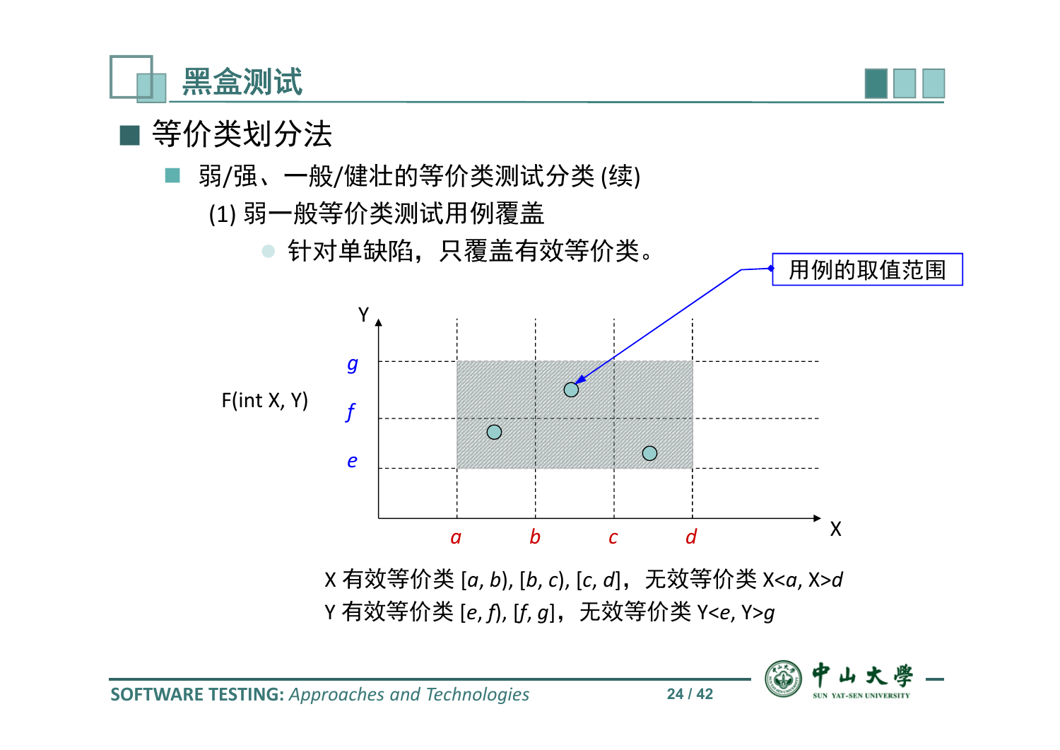# 黑盒测试

## 等价类划分法

### 弱/强、一般/健壮的等价类测试分类 (续)

(1) 弱一般等价类测试用例覆盖

- 针对单缺陷，只覆盖有效等价类。

用例的取值范围

F(int X, Y)

X 有效等价类 $[a, b)$, $[b, c)$, $[c, d]$，无效等价类 $X<a$, $X>d$

Y 有效等价类 $[e, f)$, $[f, g]$，无效等价类 $Y<e$, $Y>g$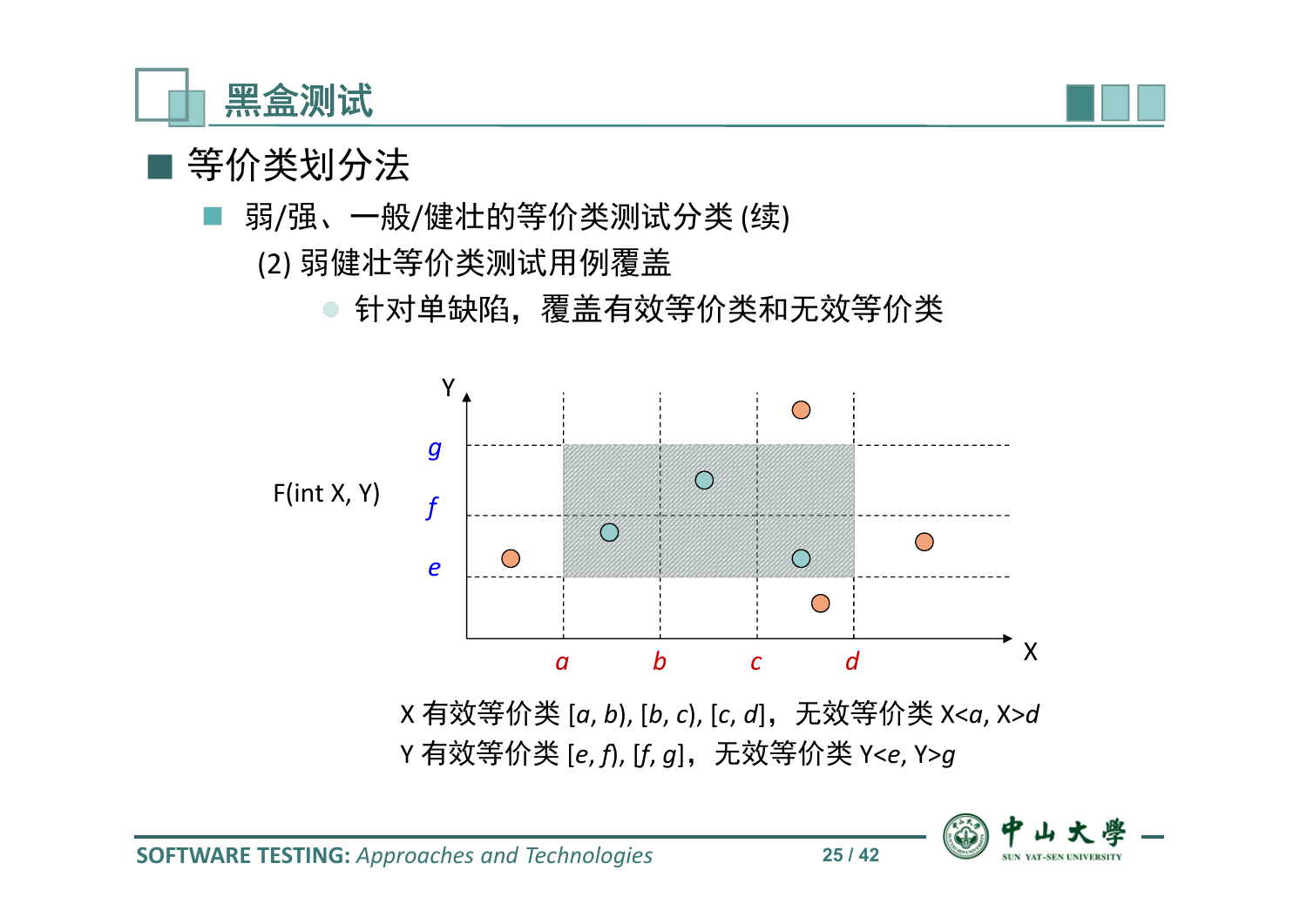# 黑盒测试

## 等价类划分法

### 弱/强、一般/健壮的等价类测试分类 (续)

(2) 弱健壮等价类测试用例覆盖

- 针对单缺陷，覆盖有效等价类和无效等价类

F(int X, Y)

X 有效等价类 $[a, b)$, $[b, c)$, $[c, d]$，无效等价类 $X<a$, $X>d$

Y 有效等价类 $[e, f)$, $[f, g]$，无效等价类 $Y<e$, $Y>g$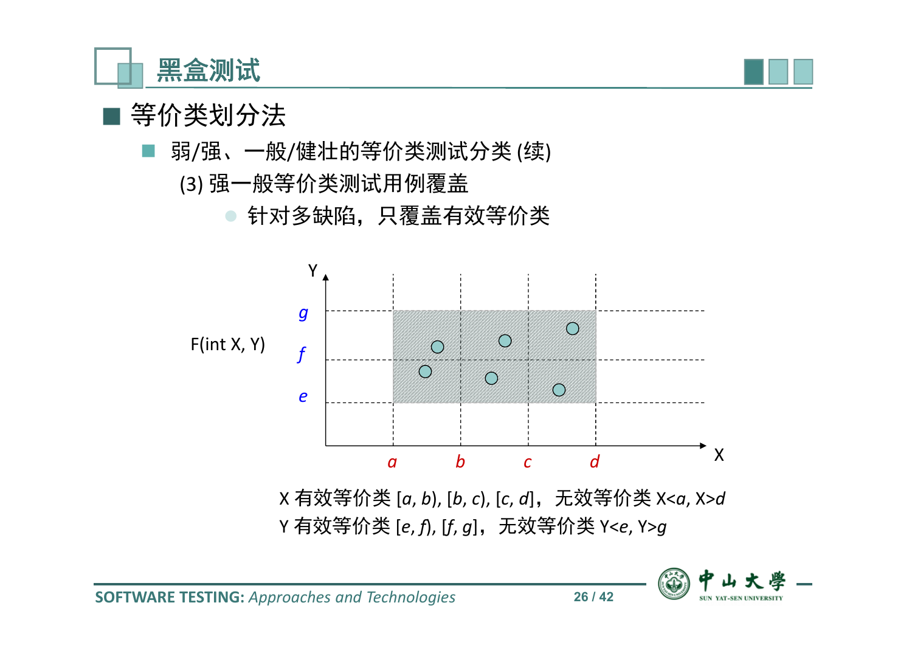# 黑盒测试

## 等价类划分法

- 弱/强、一般/健壮的等价类测试分类 (续)

  (3) 强一般等价类测试用例覆盖

  - 针对多缺陷，只覆盖有效等价类

F(int X, Y)

X 有效等价类 $[a, b)$, $[b, c)$, $[c, d]$，无效等价类 $X<a$, $X>d$

Y 有效等价类 $[e, f)$, $[f, g]$，无效等价类 $Y<e$, $Y>g$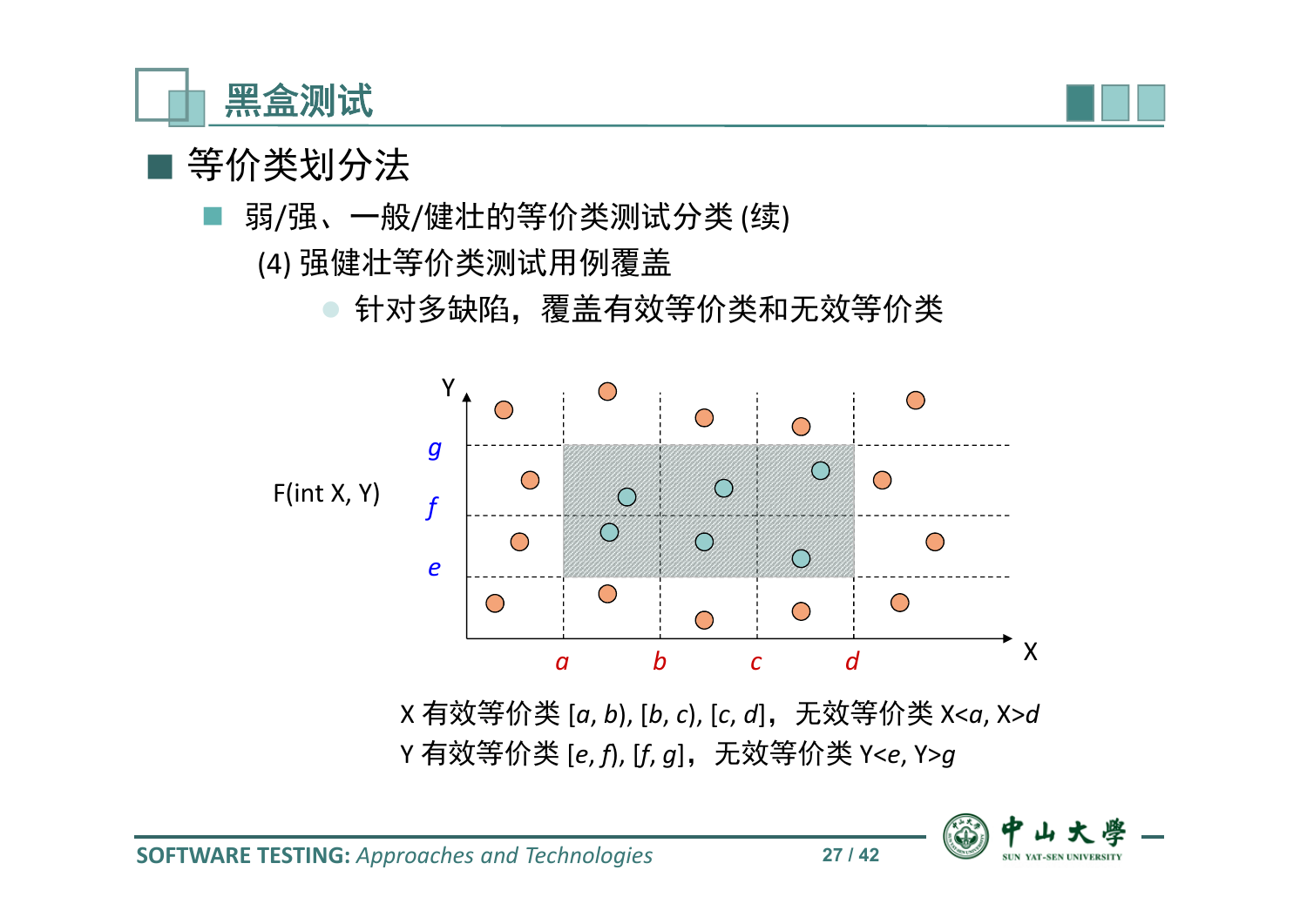# 黑盒测试

## 等价类划分法

### 弱/强、一般/健壮的等价类测试分类 (续)

(4) 强健壮等价类测试用例覆盖

- 针对多缺陷，覆盖有效等价类和无效等价类

F(int X, Y)

X 有效等价类 $[a, b)$, $[b, c)$, $[c, d]$，无效等价类 $X<a$, $X>d$

Y 有效等价类 $[e, f)$, $[f, g]$，无效等价类 $Y<e$, $Y>g$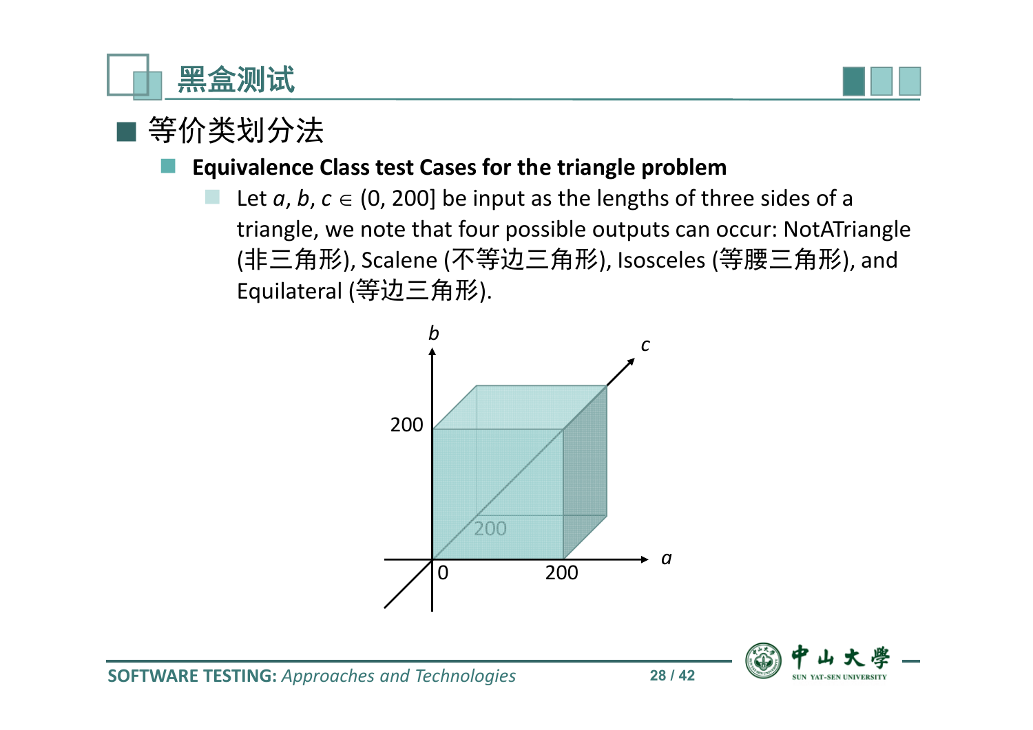# 黑盒测试

## 等价类划分法

### Equivalence Class test Cases for the triangle problem

- Let $a$, $b$, $c \in (0, 200]$ be input as the lengths of three sides of a triangle, we note that four possible outputs can occur: NotATriangle (非三角形), Scalene (不等边三角形), Isosceles (等腰三角形), and Equilateral (等边三角形).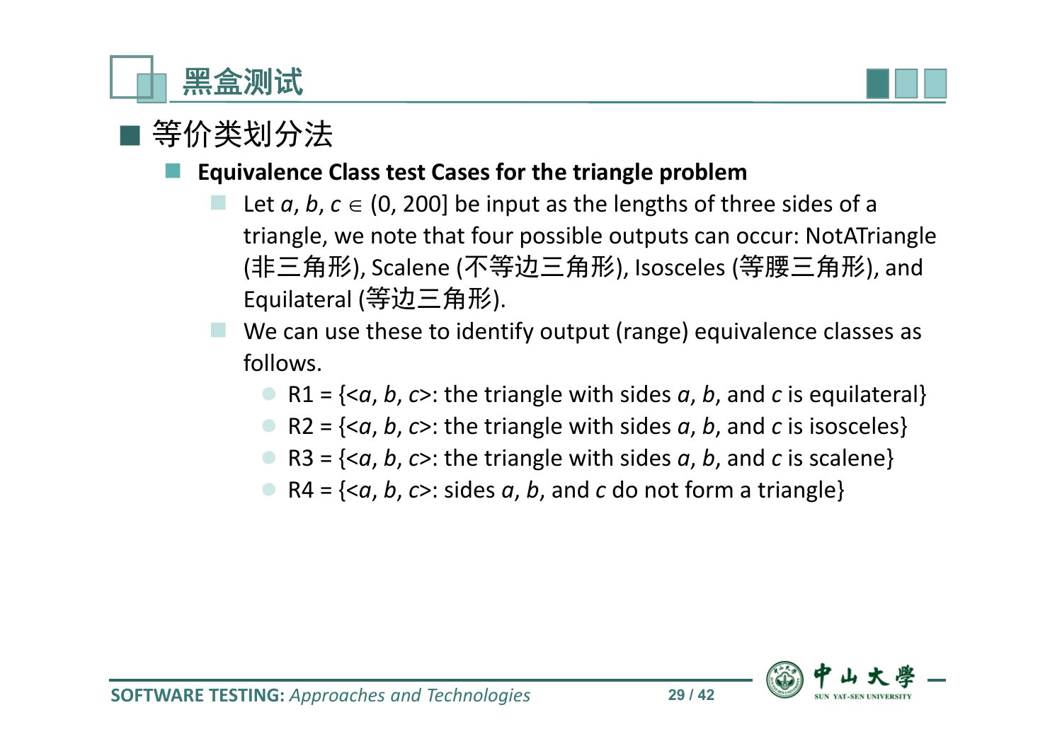# 黑盒测试

## 等价类划分法

- **Equivalence Class test Cases for the triangle problem**
  - Let $a$, $b$, $c \in (0, 200]$ be input as the lengths of three sides of a triangle, we note that four possible outputs can occur: NotATriangle (非三角形), Scalene (不等边三角形), Isosceles (等腰三角形), and Equilateral (等边三角形).
  - We can use these to identify output (range) equivalence classes as follows.
    - R1 = {<$a$, $b$, $c$>: the triangle with sides $a$, $b$, and $c$ is equilateral}
    - R2 = {<$a$, $b$, $c$>: the triangle with sides $a$, $b$, and $c$ is isosceles}
    - R3 = {<$a$, $b$, $c$>: the triangle with sides $a$, $b$, and $c$ is scalene}
    - R4 = {<$a$, $b$, $c$>: sides $a$, $b$, and $c$ do not form a triangle}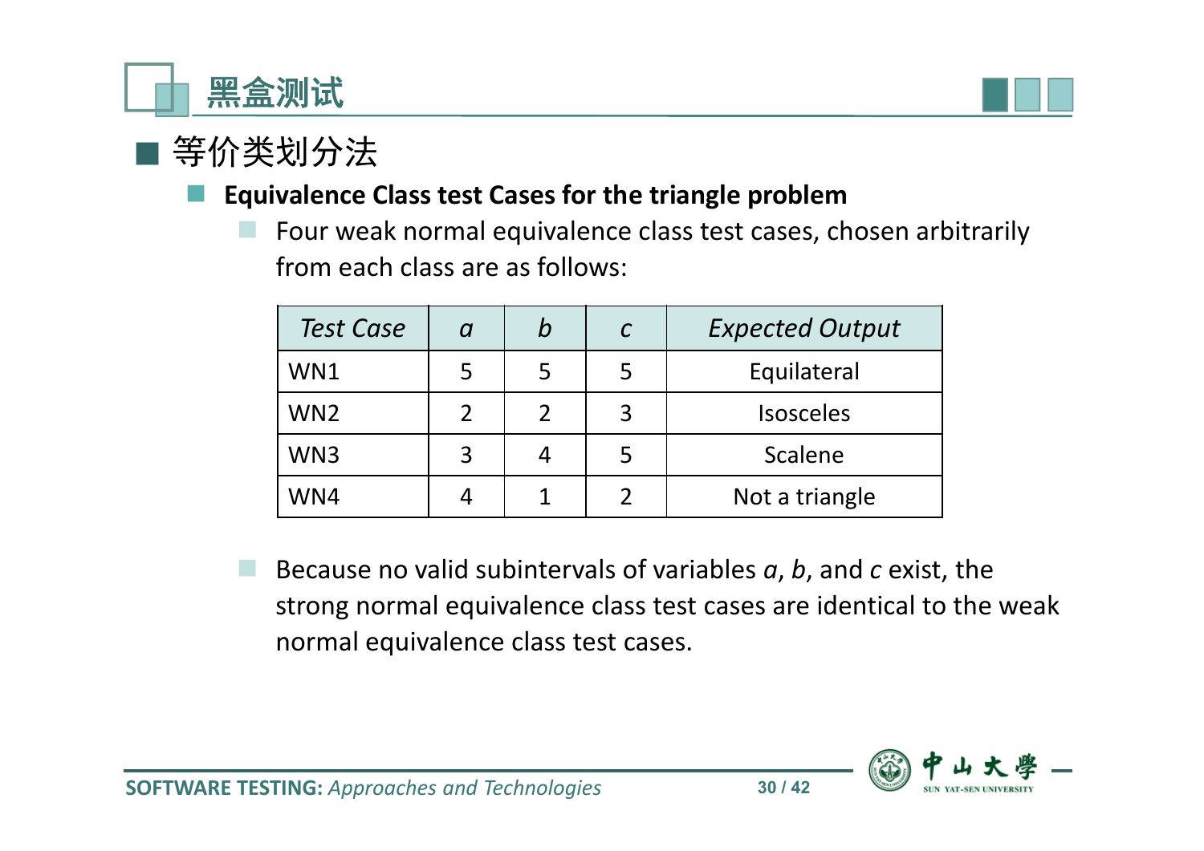# 黑盒测试

## 等价类划分法

### Equivalence Class test Cases for the triangle problem

- Four weak normal equivalence class test cases, chosen arbitrarily from each class are as follows:

| *Test Case* | *a* | *b* | *c* | *Expected Output* |
|---|---|---|---|---|
| WN1 | 5 | 5 | 5 | Equilateral |
| WN2 | 2 | 2 | 3 | Isosceles |
| WN3 | 3 | 4 | 5 | Scalene |
| WN4 | 4 | 1 | 2 | Not a triangle |

- Because no valid subintervals of variables *a*, *b*, and *c* exist, the strong normal equivalence class test cases are identical to the weak normal equivalence class test cases.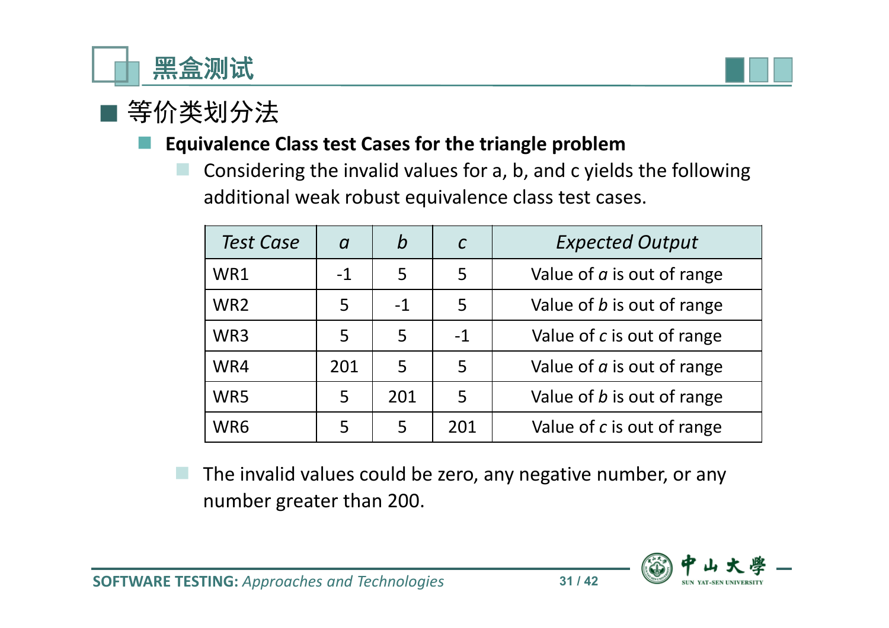# 黑盒测试

## 等价类划分法

### Equivalence Class test Cases for the triangle problem

- Considering the invalid values for a, b, and c yields the following additional weak robust equivalence class test cases.

| *Test Case* | *a* | *b* | *c* | *Expected Output* |
|---|---|---|---|---|
| WR1 | -1 | 5 | 5 | Value of *a* is out of range |
| WR2 | 5 | -1 | 5 | Value of *b* is out of range |
| WR3 | 5 | 5 | -1 | Value of *c* is out of range |
| WR4 | 201 | 5 | 5 | Value of *a* is out of range |
| WR5 | 5 | 201 | 5 | Value of *b* is out of range |
| WR6 | 5 | 5 | 201 | Value of *c* is out of range |

- The invalid values could be zero, any negative number, or any number greater than 200.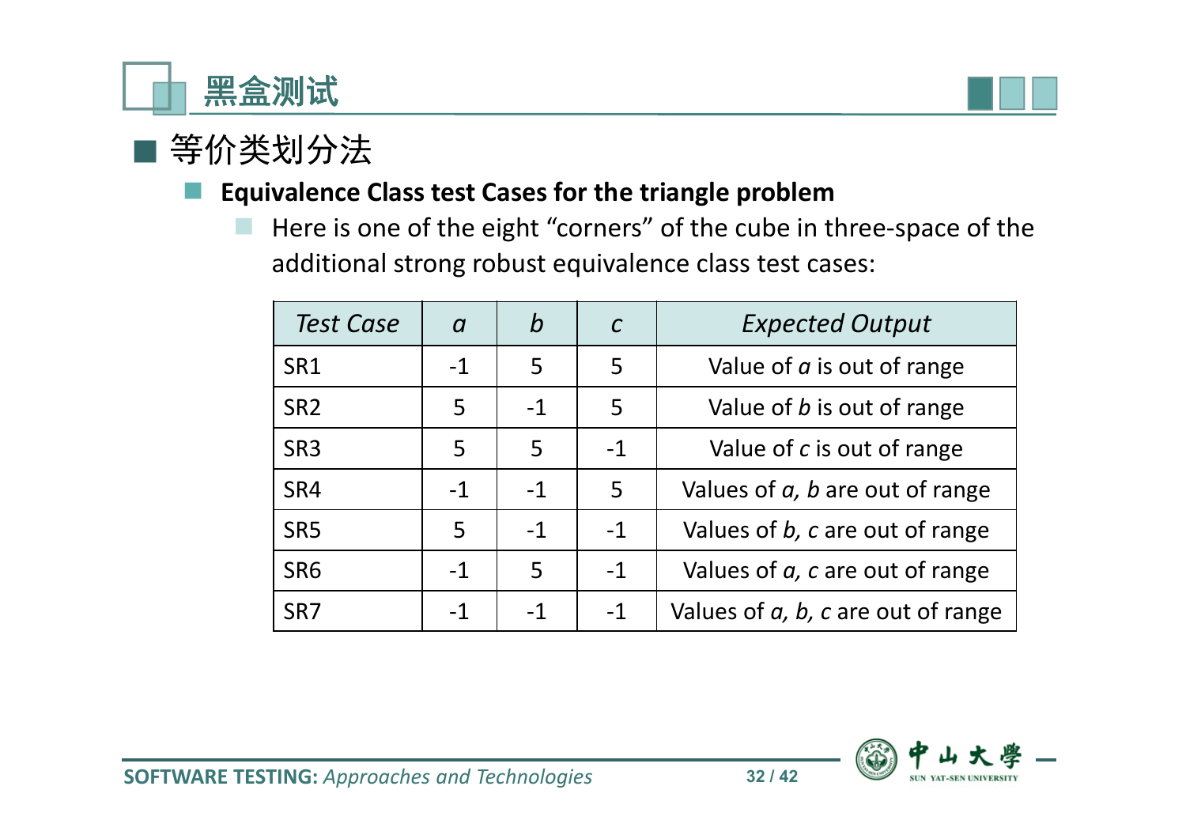# 黑盒测试

## 等价类划分法

### Equivalence Class test Cases for the triangle problem

- Here is one of the eight "corners" of the cube in three-space of the additional strong robust equivalence class test cases:

| *Test Case* | *a* | *b* | *c* | *Expected Output* |
|---|---|---|---|---|
| SR1 | -1 | 5 | 5 | Value of *a* is out of range |
| SR2 | 5 | -1 | 5 | Value of *b* is out of range |
| SR3 | 5 | 5 | -1 | Value of *c* is out of range |
| SR4 | -1 | -1 | 5 | Values of *a, b* are out of range |
| SR5 | 5 | -1 | -1 | Values of *b, c* are out of range |
| SR6 | -1 | 5 | -1 | Values of *a, c* are out of range |
| SR7 | -1 | -1 | -1 | Values of *a, b, c* are out of range |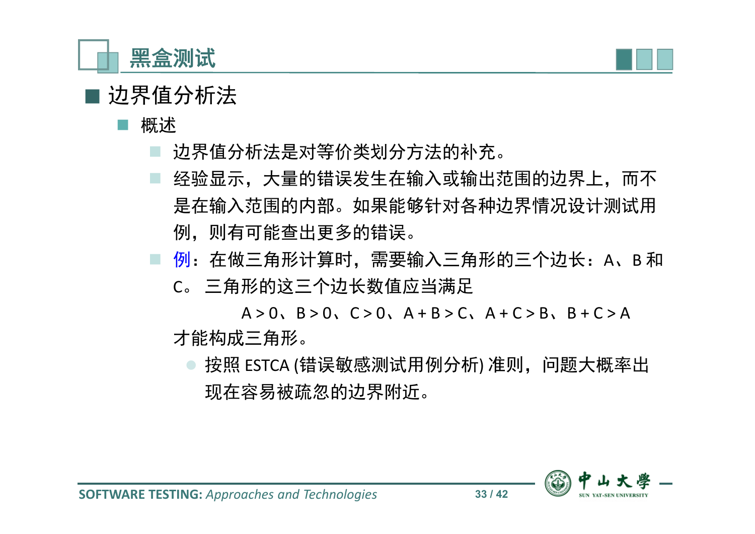# 黑盒测试

## 边界值分析法

### 概述

- 边界值分析法是对等价类划分方法的补充。
- 经验显示，大量的错误发生在输入或输出范围的边界上，而不是在输入范围的内部。如果能够针对各种边界情况设计测试用例，则有可能查出更多的错误。
- 例：在做三角形计算时，需要输入三角形的三个边长：A、B 和 C。 三角形的这三个边长数值应当满足

  $$A > 0、B > 0、C > 0、A + B > C、A + C > B、B + C > A$$

  才能构成三角形。
  - 按照 ESTCA (错误敏感测试用例分析) 准则，问题大概率出现在容易被疏忽的边界附近。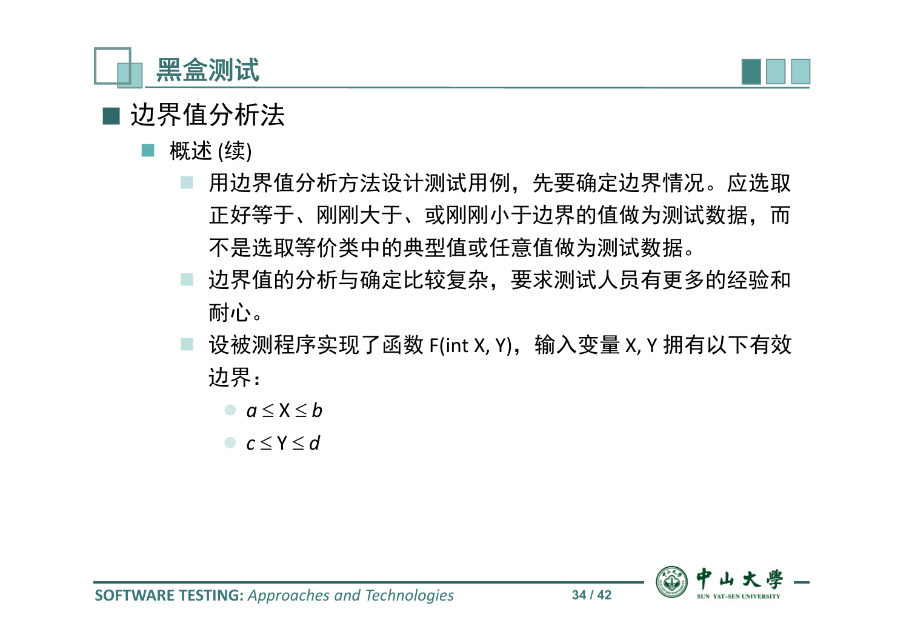# 黑盒测试

## 边界值分析法

### 概述 (续)

- 用边界值分析方法设计测试用例，先要确定边界情况。应选取正好等于、刚刚大于、或刚刚小于边界的值做为测试数据，而不是选取等价类中的典型值或任意值做为测试数据。
- 边界值的分析与确定比较复杂，要求测试人员有更多的经验和耐心。
- 设被测程序实现了函数 F(int X, Y)，输入变量 X, Y 拥有以下有效边界：
  - $a \le X \le b$
  - $c \le Y \le d$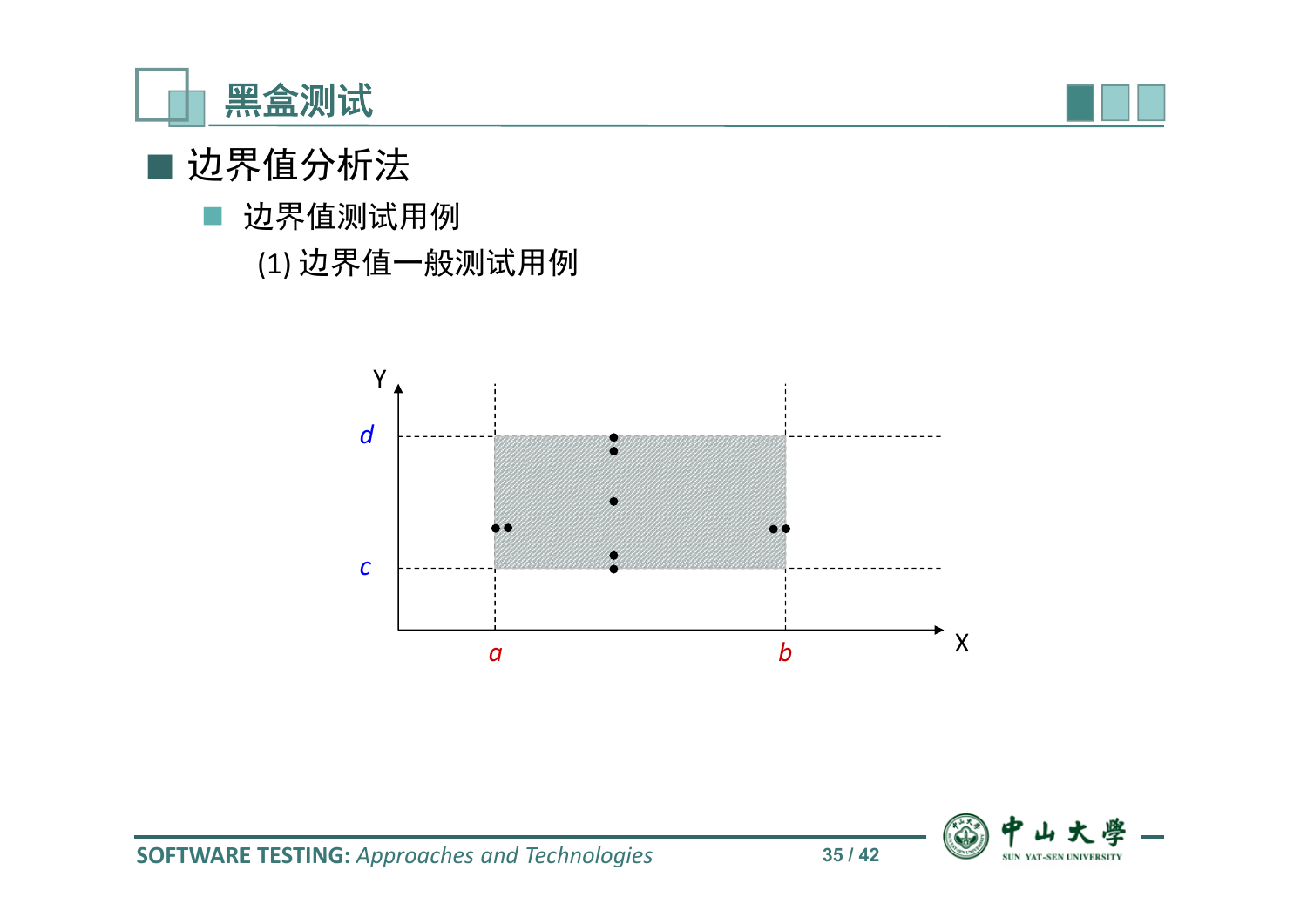# 黑盒测试

## 边界值分析法

### 边界值测试用例

(1) 边界值一般测试用例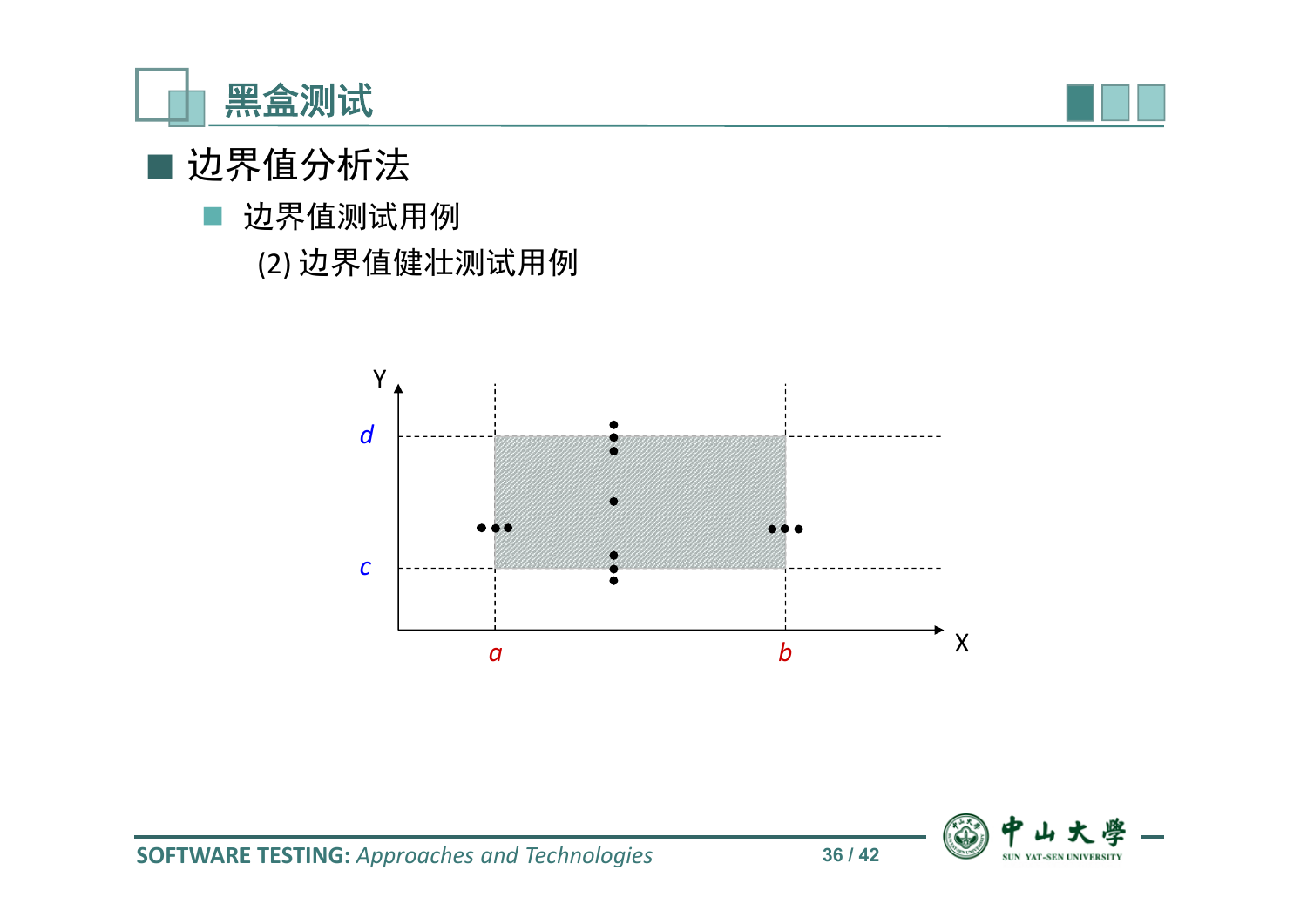# 黑盒测试

## 边界值分析法

### 边界值测试用例

(2) 边界值健壮测试用例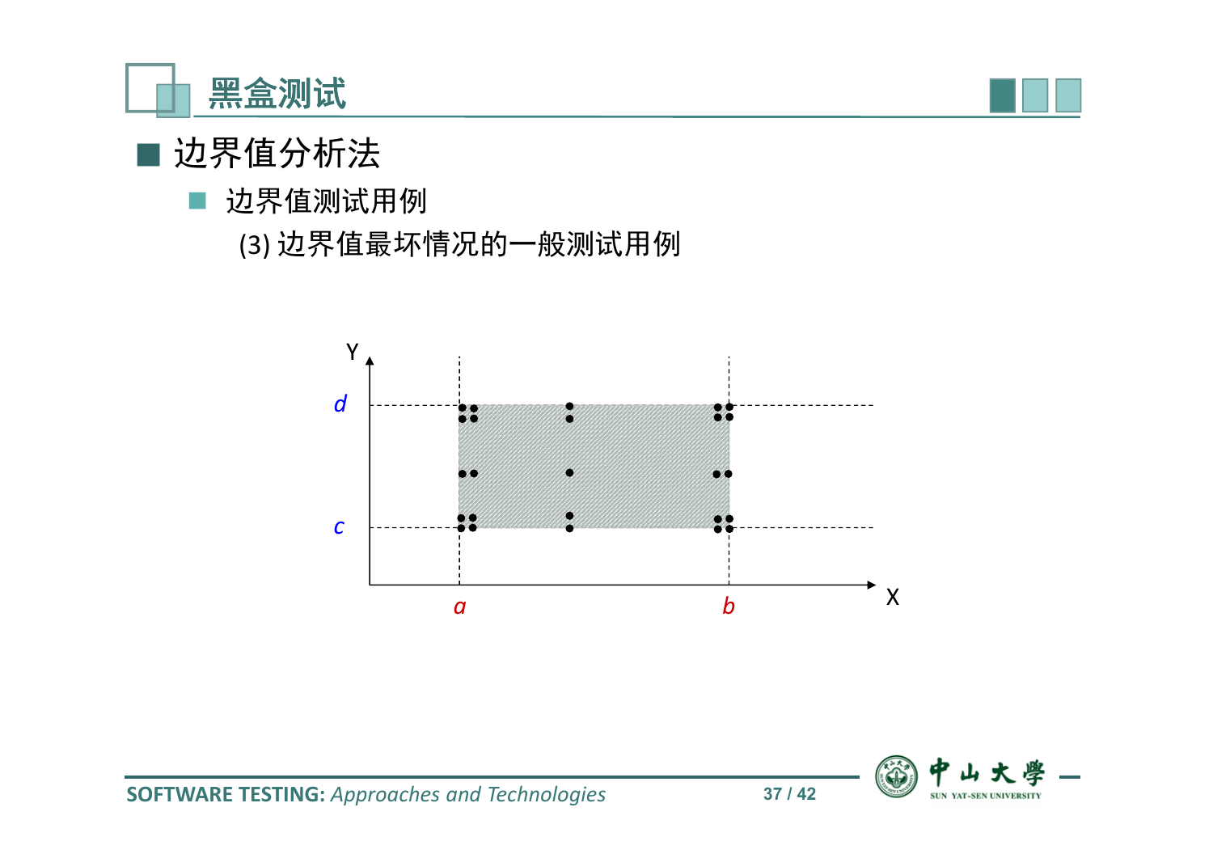# 黑盒测试

## 边界值分析法

### 边界值测试用例

(3) 边界值最坏情况的一般测试用例

Y

d

c

a

b

X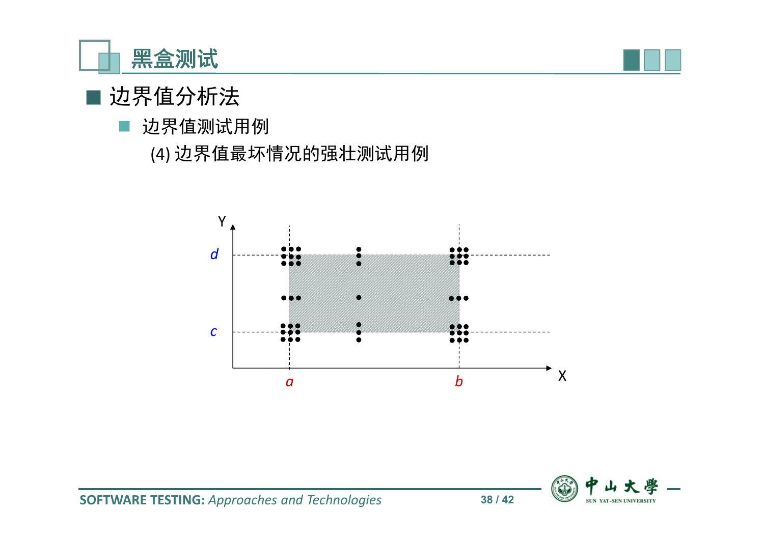# 黑盒测试

## 边界值分析法

### 边界值测试用例

(4) 边界值最坏情况的强壮测试用例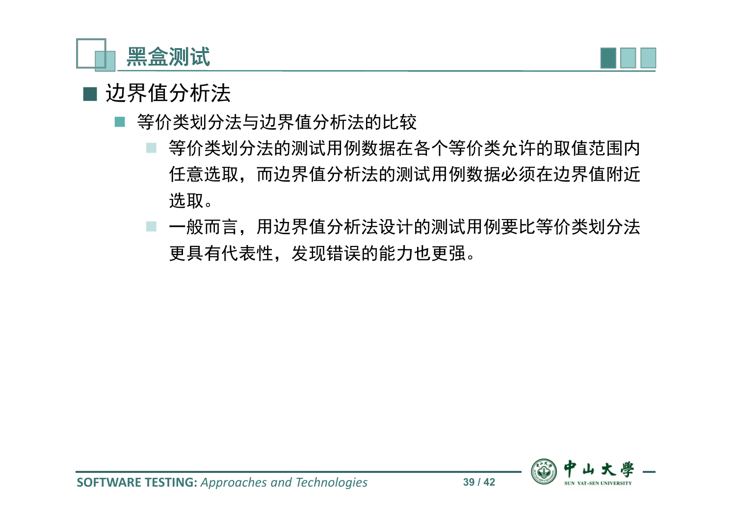# 黑盒测试

- 边界值分析法
  - 等价类划分法与边界值分析法的比较
    - 等价类划分法的测试用例数据在各个等价类允许的取值范围内任意选取，而边界值分析法的测试用例数据必须在边界值附近选取。
    - 一般而言，用边界值分析法设计的测试用例要比等价类划分法更具有代表性，发现错误的能力也更强。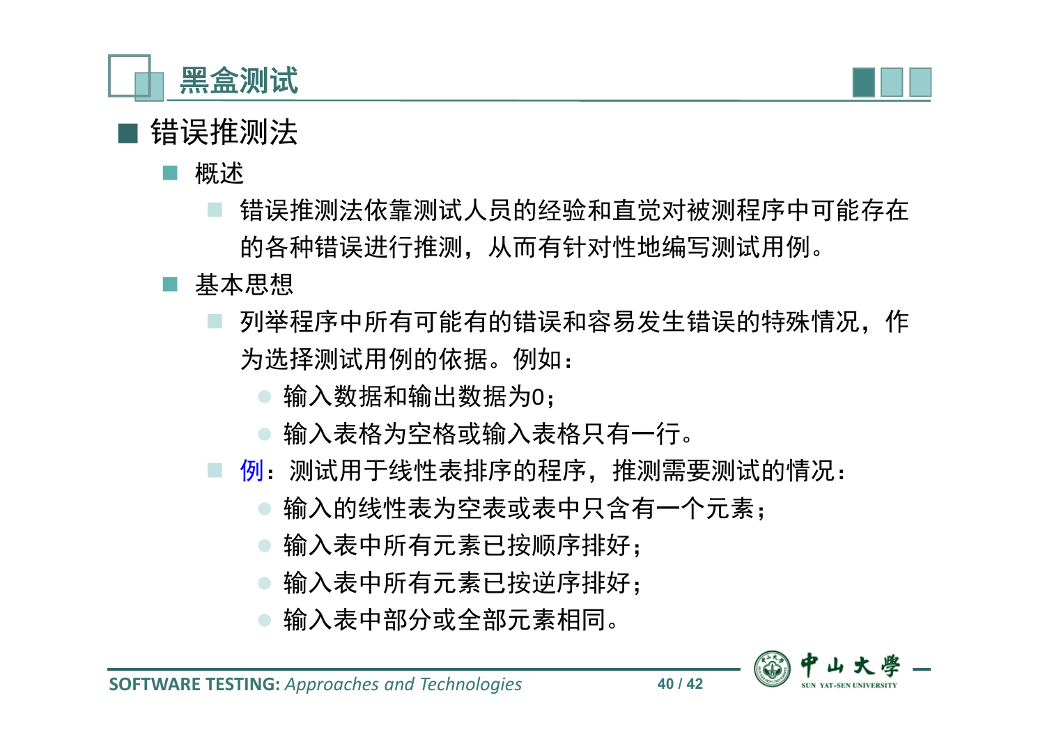# 黑盒测试

## 错误推测法

- 概述
  - 错误推测法依靠测试人员的经验和直觉对被测程序中可能存在的各种错误进行推测，从而有针对性地编写测试用例。
- 基本思想
  - 列举程序中所有可能有的错误和容易发生错误的特殊情况，作为选择测试用例的依据。例如：
    - 输入数据和输出数据为0；
    - 输入表格为空格或输入表格只有一行。
  - 例：测试用于线性表排序的程序，推测需要测试的情况：
    - 输入的线性表为空表或表中只含有一个元素；
    - 输入表中所有元素已按顺序排好；
    - 输入表中所有元素已按逆序排好；
    - 输入表中部分或全部元素相同。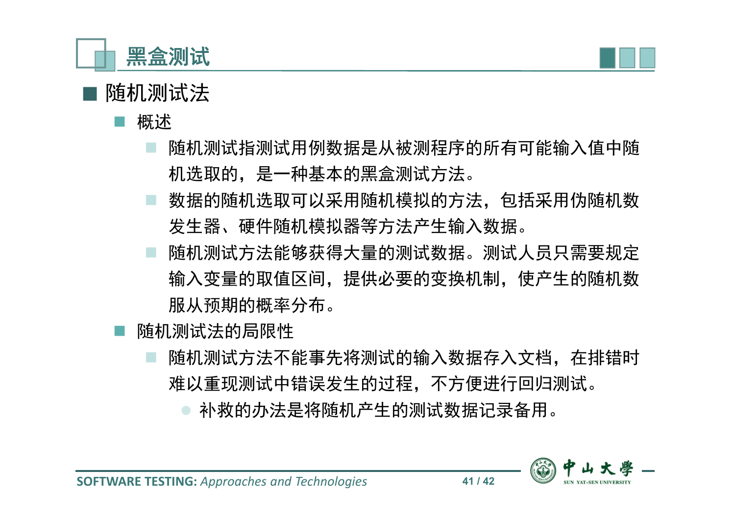# 黑盒测试

## 随机测试法

- 概述
  - 随机测试指测试用例数据是从被测程序的所有可能输入值中随机选取的，是一种基本的黑盒测试方法。
  - 数据的随机选取可以采用随机模拟的方法，包括采用伪随机数发生器、硬件随机模拟器等方法产生输入数据。
  - 随机测试方法能够获得大量的测试数据。测试人员只需要规定输入变量的取值区间，提供必要的变换机制，使产生的随机数服从预期的概率分布。
- 随机测试法的局限性
  - 随机测试方法不能事先将测试的输入数据存入文档，在排错时难以重现测试中错误发生的过程，不方便进行回归测试。
    - 补救的办法是将随机产生的测试数据记录备用。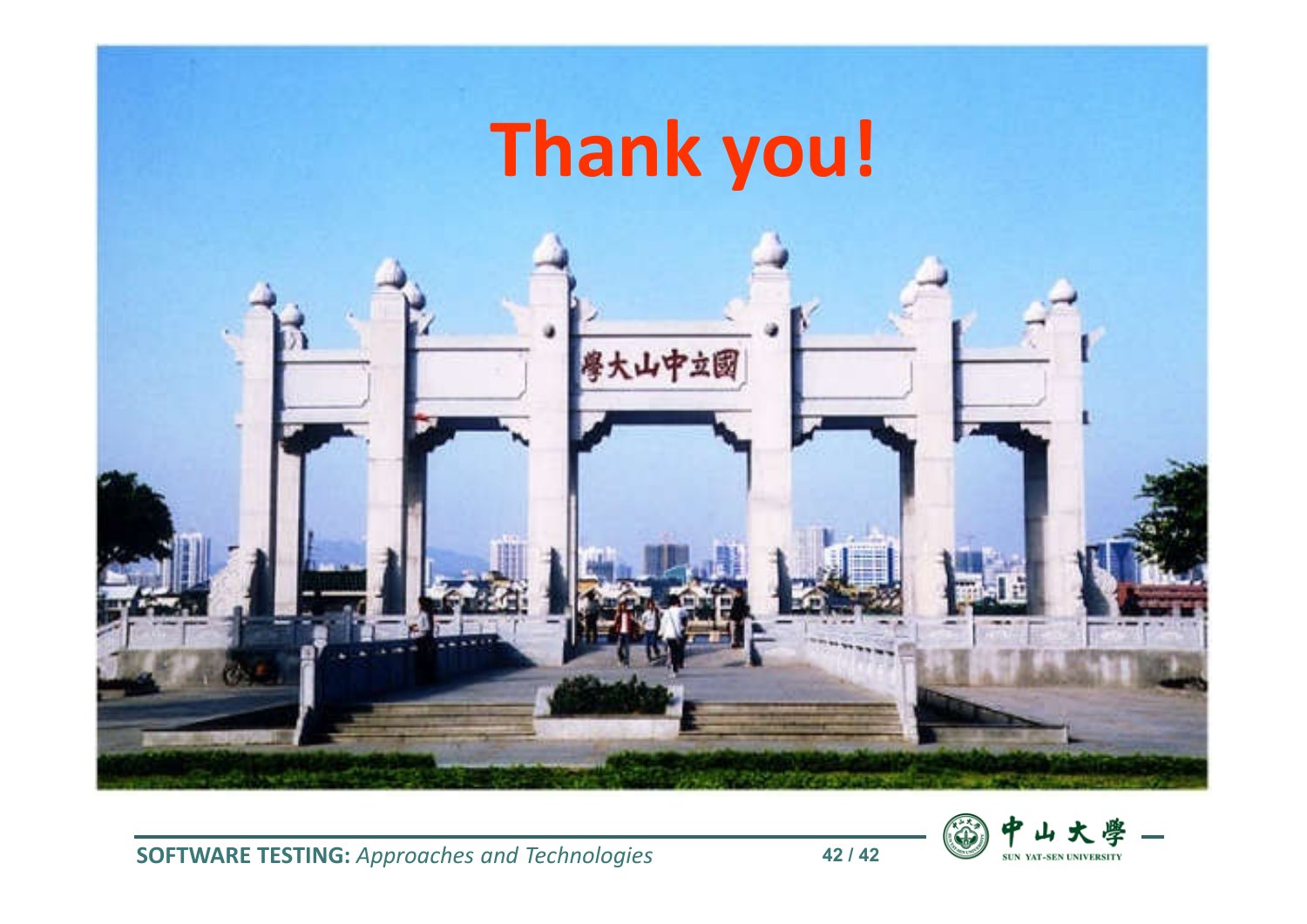# Thank you!